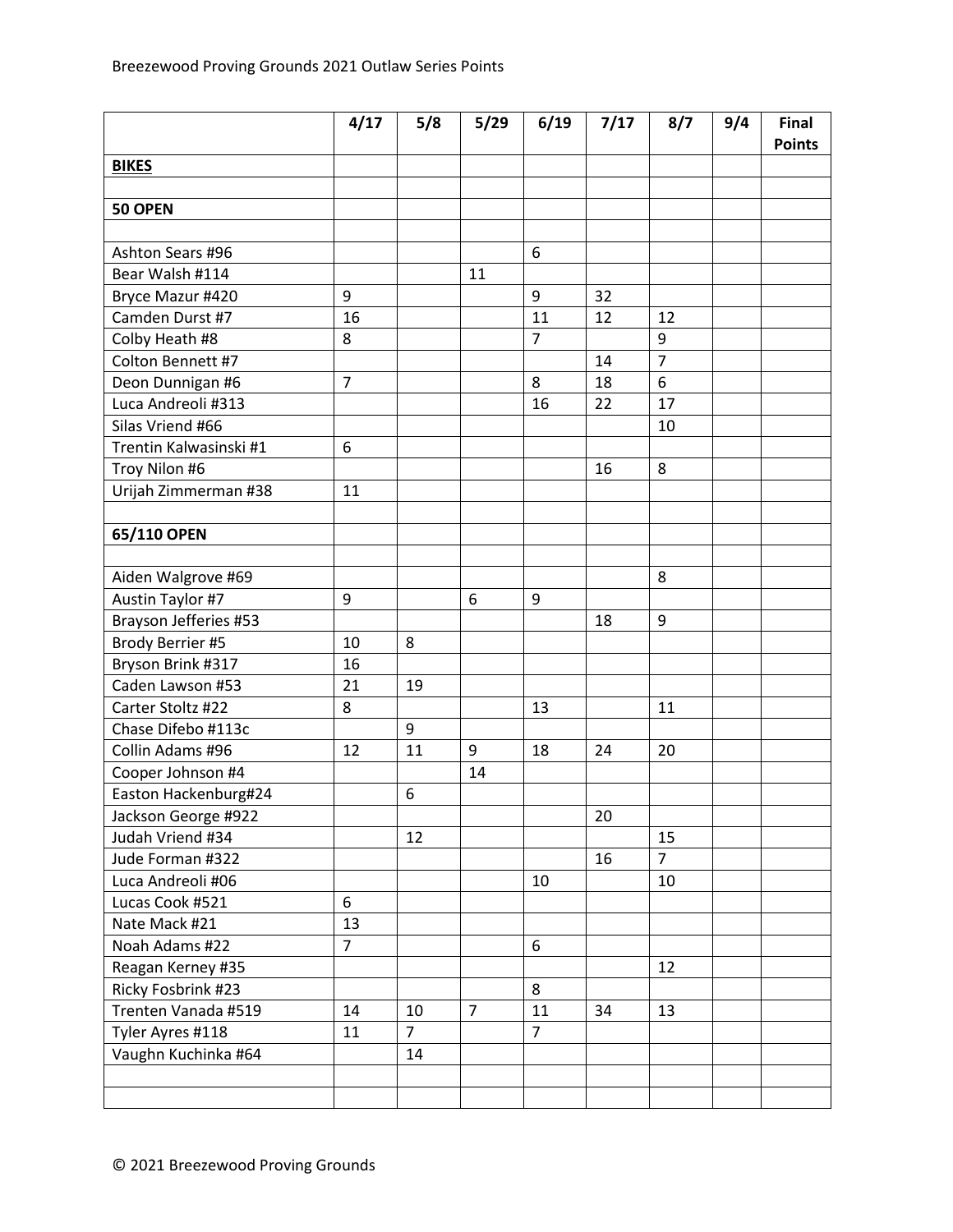Breezewood Proving Grounds 2021 Outlaw Series Points

| | 4/17 | 5/8 | 5/29 | 6/19 | 7/17 | 8/7 | 9/4 | Final Points |
|---|---|---|---|---|---|---|---|---|
| **BIKES** | | | | | | | | |
| | | | | | | | | |
| **50 OPEN** | | | | | | | | |
| | | | | | | | | |
| Ashton Sears #96 | | | | 6 | | | | |
| Bear Walsh #114 | | | 11 | | | | | |
| Bryce Mazur #420 | 9 | | | 9 | 32 | | | |
| Camden Durst #7 | 16 | | | 11 | 12 | 12 | | |
| Colby Heath #8 | 8 | | | 7 | | 9 | | |
| Colton Bennett #7 | | | | | 14 | 7 | | |
| Deon Dunnigan #6 | 7 | | | 8 | 18 | 6 | | |
| Luca Andreoli #313 | | | | 16 | 22 | 17 | | |
| Silas Vriend #66 | | | | | | 10 | | |
| Trentin Kalwasinski #1 | 6 | | | | | | | |
| Troy Nilon #6 | | | | | 16 | 8 | | |
| Urijah Zimmerman #38 | 11 | | | | | | | |
| | | | | | | | | |
| **65/110 OPEN** | | | | | | | | |
| | | | | | | | | |
| Aiden Walgrove #69 | | | | | | 8 | | |
| Austin Taylor #7 | 9 | | 6 | 9 | | | | |
| Brayson Jefferies #53 | | | | | 18 | 9 | | |
| Brody Berrier #5 | 10 | 8 | | | | | | |
| Bryson Brink #317 | 16 | | | | | | | |
| Caden Lawson #53 | 21 | 19 | | | | | | |
| Carter Stoltz #22 | 8 | | | 13 | | 11 | | |
| Chase Difebo #113c | | 9 | | | | | | |
| Collin Adams #96 | 12 | 11 | 9 | 18 | 24 | 20 | | |
| Cooper Johnson #4 | | | 14 | | | | | |
| Easton Hackenburg#24 | | 6 | | | | | | |
| Jackson George #922 | | | | | 20 | | | |
| Judah Vriend #34 | | 12 | | | | 15 | | |
| Jude Forman #322 | | | | | 16 | 7 | | |
| Luca Andreoli #06 | | | | 10 | | 10 | | |
| Lucas Cook #521 | 6 | | | | | | | |
| Nate Mack #21 | 13 | | | | | | | |
| Noah Adams #22 | 7 | | | 6 | | | | |
| Reagan Kerney #35 | | | | | | 12 | | |
| Ricky Fosbrink #23 | | | | 8 | | | | |
| Trenten Vanada #519 | 14 | 10 | 7 | 11 | 34 | 13 | | |
| Tyler Ayres #118 | 11 | 7 | | 7 | | | | |
| Vaughn Kuchinka #64 | | 14 | | | | | | |
| | | | | | | | | |
| | | | | | | | | |

© 2021 Breezewood Proving Grounds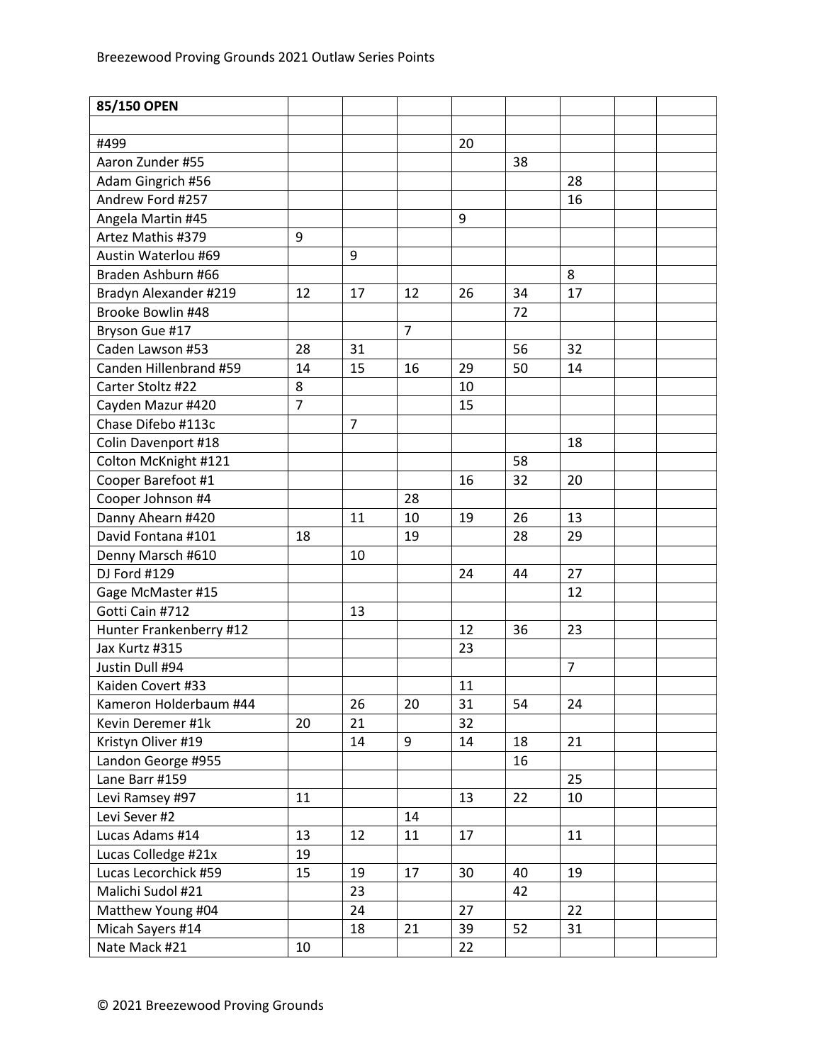Breezewood Proving Grounds 2021 Outlaw Series Points

| 85/150 OPEN | | | | | | | | |
|---|---|---|---|---|---|---|---|---|
| | | | | | | | | |
| #499 | | | | 20 | | | | |
| Aaron Zunder #55 | | | | | 38 | | | |
| Adam Gingrich #56 | | | | | | 28 | | |
| Andrew Ford #257 | | | | | | 16 | | |
| Angela Martin #45 | | | | 9 | | | | |
| Artez Mathis #379 | 9 | | | | | | | |
| Austin Waterlou #69 | | 9 | | | | | | |
| Braden Ashburn #66 | | | | | | 8 | | |
| Bradyn Alexander #219 | 12 | 17 | 12 | 26 | 34 | 17 | | |
| Brooke Bowlin #48 | | | | | 72 | | | |
| Bryson Gue #17 | | | 7 | | | | | |
| Caden Lawson #53 | 28 | 31 | | | 56 | 32 | | |
| Canden Hillenbrand #59 | 14 | 15 | 16 | 29 | 50 | 14 | | |
| Carter Stoltz #22 | 8 | | | 10 | | | | |
| Cayden Mazur #420 | 7 | | | 15 | | | | |
| Chase Difebo #113c | | 7 | | | | | | |
| Colin Davenport #18 | | | | | | 18 | | |
| Colton McKnight #121 | | | | | 58 | | | |
| Cooper Barefoot #1 | | | | 16 | 32 | 20 | | |
| Cooper Johnson #4 | | | 28 | | | | | |
| Danny Ahearn #420 | | 11 | 10 | 19 | 26 | 13 | | |
| David Fontana #101 | 18 | | 19 | | 28 | 29 | | |
| Denny Marsch #610 | | 10 | | | | | | |
| DJ Ford #129 | | | | 24 | 44 | 27 | | |
| Gage McMaster #15 | | | | | | 12 | | |
| Gotti Cain #712 | | 13 | | | | | | |
| Hunter Frankenberry #12 | | | | 12 | 36 | 23 | | |
| Jax Kurtz #315 | | | | 23 | | | | |
| Justin Dull #94 | | | | | | 7 | | |
| Kaiden Covert #33 | | | | 11 | | | | |
| Kameron Holderbaum #44 | | 26 | 20 | 31 | 54 | 24 | | |
| Kevin Deremer #1k | 20 | 21 | | 32 | | | | |
| Kristyn Oliver #19 | | 14 | 9 | 14 | 18 | 21 | | |
| Landon George #955 | | | | | 16 | | | |
| Lane Barr #159 | | | | | | 25 | | |
| Levi Ramsey #97 | 11 | | | 13 | 22 | 10 | | |
| Levi Sever #2 | | | 14 | | | | | |
| Lucas Adams #14 | 13 | 12 | 11 | 17 | | 11 | | |
| Lucas Colledge #21x | 19 | | | | | | | |
| Lucas Lecorchick #59 | 15 | 19 | 17 | 30 | 40 | 19 | | |
| Malichi Sudol #21 | | 23 | | | 42 | | | |
| Matthew Young #04 | | 24 | | 27 | | 22 | | |
| Micah Sayers #14 | | 18 | 21 | 39 | 52 | 31 | | |
| Nate Mack #21 | 10 | | | 22 | | | | |

© 2021 Breezewood Proving Grounds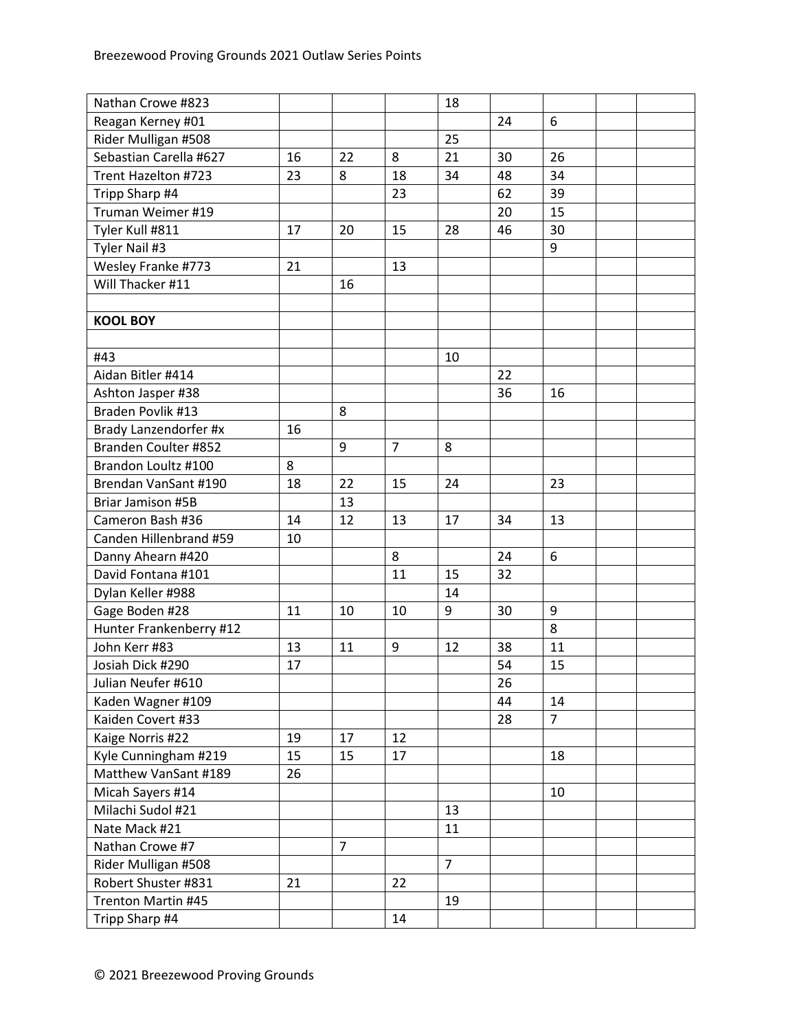| | | | | | | | | |
|---|---|---|---|---|---|---|---|---|
| Nathan Crowe #823 | | | | 18 | | | | |
| Reagan Kerney #01 | | | | | 24 | 6 | | |
| Rider Mulligan #508 | | | | 25 | | | | |
| Sebastian Carella #627 | 16 | 22 | 8 | 21 | 30 | 26 | | |
| Trent Hazelton #723 | 23 | 8 | 18 | 34 | 48 | 34 | | |
| Tripp Sharp #4 | | | 23 | | 62 | 39 | | |
| Truman Weimer #19 | | | | | 20 | 15 | | |
| Tyler Kull #811 | 17 | 20 | 15 | 28 | 46 | 30 | | |
| Tyler Nail #3 | | | | | | 9 | | |
| Wesley Franke #773 | 21 | | 13 | | | | | |
| Will Thacker #11 | | 16 | | | | | | |
| | | | | | | | | |
| **KOOL BOY** | | | | | | | | |
| | | | | | | | | |
| #43 | | | | 10 | | | | |
| Aidan Bitler #414 | | | | | 22 | | | |
| Ashton Jasper #38 | | | | | 36 | 16 | | |
| Braden Povlik #13 | | 8 | | | | | | |
| Brady Lanzendorfer #x | 16 | | | | | | | |
| Branden Coulter #852 | | 9 | 7 | 8 | | | | |
| Brandon Loultz #100 | 8 | | | | | | | |
| Brendan VanSant #190 | 18 | 22 | 15 | 24 | | 23 | | |
| Briar Jamison #5B | | 13 | | | | | | |
| Cameron Bash #36 | 14 | 12 | 13 | 17 | 34 | 13 | | |
| Canden Hillenbrand #59 | 10 | | | | | | | |
| Danny Ahearn #420 | | | 8 | | 24 | 6 | | |
| David Fontana #101 | | | 11 | 15 | 32 | | | |
| Dylan Keller #988 | | | | 14 | | | | |
| Gage Boden #28 | 11 | 10 | 10 | 9 | 30 | 9 | | |
| Hunter Frankenberry #12 | | | | | | 8 | | |
| John Kerr #83 | 13 | 11 | 9 | 12 | 38 | 11 | | |
| Josiah Dick #290 | 17 | | | | 54 | 15 | | |
| Julian Neufer #610 | | | | | 26 | | | |
| Kaden Wagner #109 | | | | | 44 | 14 | | |
| Kaiden Covert #33 | | | | | 28 | 7 | | |
| Kaige Norris #22 | 19 | 17 | 12 | | | | | |
| Kyle Cunningham #219 | 15 | 15 | 17 | | | 18 | | |
| Matthew VanSant #189 | 26 | | | | | | | |
| Micah Sayers #14 | | | | | | 10 | | |
| Milachi Sudol #21 | | | | 13 | | | | |
| Nate Mack #21 | | | | 11 | | | | |
| Nathan Crowe #7 | | 7 | | | | | | |
| Rider Mulligan #508 | | | | 7 | | | | |
| Robert Shuster #831 | 21 | | 22 | | | | | |
| Trenton Martin #45 | | | | 19 | | | | |
| Tripp Sharp #4 | | | 14 | | | | | |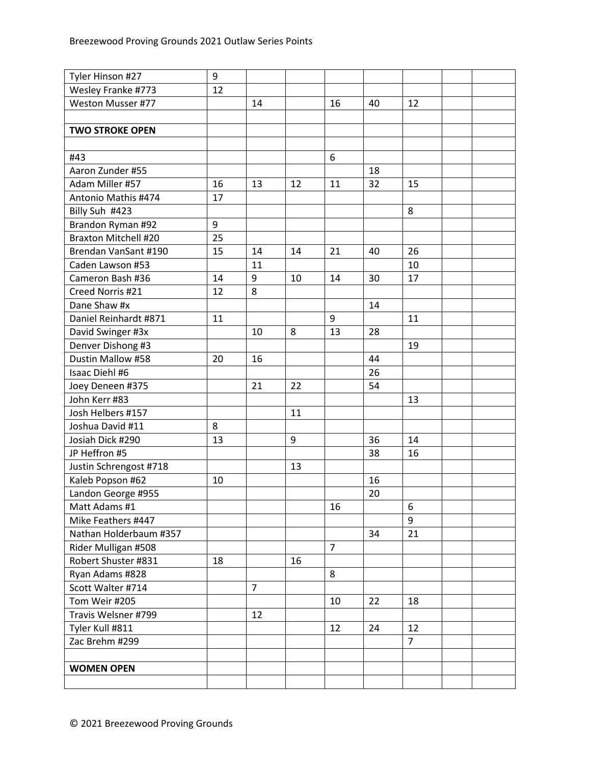| | | | | | | | | |
|---|---|---|---|---|---|---|---|---|
| Tyler Hinson #27 | 9 | | | | | | | |
| Wesley Franke #773 | 12 | | | | | | | |
| Weston Musser #77 | | 14 | | 16 | 40 | 12 | | |
| | | | | | | | | |
| **TWO STROKE OPEN** | | | | | | | | |
| | | | | | | | | |
| #43 | | | | 6 | | | | |
| Aaron Zunder #55 | | | | | 18 | | | |
| Adam Miller #57 | 16 | 13 | 12 | 11 | 32 | 15 | | |
| Antonio Mathis #474 | 17 | | | | | | | |
| Billy Suh #423 | | | | | | 8 | | |
| Brandon Ryman #92 | 9 | | | | | | | |
| Braxton Mitchell #20 | 25 | | | | | | | |
| Brendan VanSant #190 | 15 | 14 | 14 | 21 | 40 | 26 | | |
| Caden Lawson #53 | | 11 | | | | 10 | | |
| Cameron Bash #36 | 14 | 9 | 10 | 14 | 30 | 17 | | |
| Creed Norris #21 | 12 | 8 | | | | | | |
| Dane Shaw #x | | | | | 14 | | | |
| Daniel Reinhardt #871 | 11 | | | 9 | | 11 | | |
| David Swinger #3x | | 10 | 8 | 13 | 28 | | | |
| Denver Dishong #3 | | | | | | 19 | | |
| Dustin Mallow #58 | 20 | 16 | | | 44 | | | |
| Isaac Diehl #6 | | | | | 26 | | | |
| Joey Deneen #375 | | 21 | 22 | | 54 | | | |
| John Kerr #83 | | | | | | 13 | | |
| Josh Helbers #157 | | | 11 | | | | | |
| Joshua David #11 | 8 | | | | | | | |
| Josiah Dick #290 | 13 | | 9 | | 36 | 14 | | |
| JP Heffron #5 | | | | | 38 | 16 | | |
| Justin Schrengost #718 | | | 13 | | | | | |
| Kaleb Popson #62 | 10 | | | | 16 | | | |
| Landon George #955 | | | | | 20 | | | |
| Matt Adams #1 | | | | 16 | | 6 | | |
| Mike Feathers #447 | | | | | | 9 | | |
| Nathan Holderbaum #357 | | | | | 34 | 21 | | |
| Rider Mulligan #508 | | | | 7 | | | | |
| Robert Shuster #831 | 18 | | 16 | | | | | |
| Ryan Adams #828 | | | | 8 | | | | |
| Scott Walter #714 | | 7 | | | | | | |
| Tom Weir #205 | | | | 10 | 22 | 18 | | |
| Travis Welsner #799 | | 12 | | | | | | |
| Tyler Kull #811 | | | | 12 | 24 | 12 | | |
| Zac Brehm #299 | | | | | | 7 | | |
| | | | | | | | | |
| **WOMEN OPEN** | | | | | | | | |
| | | | | | | | | |

© 2021 Breezewood Proving Grounds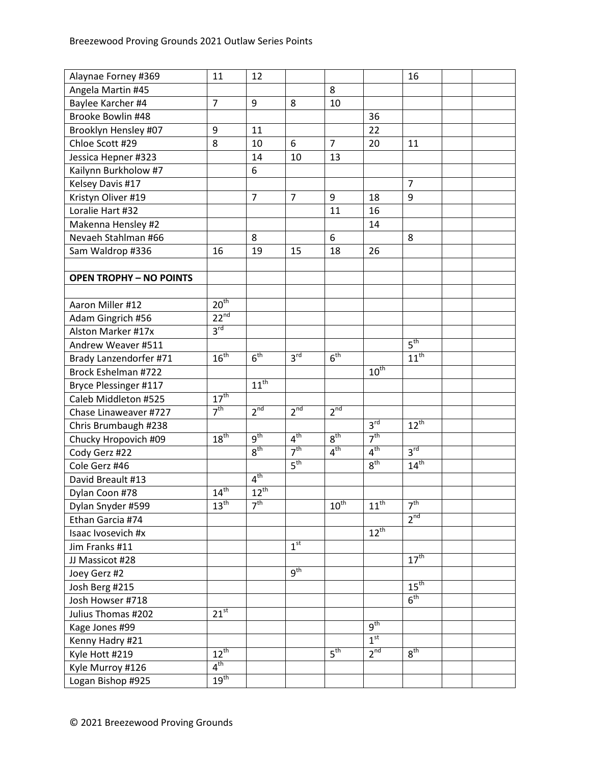| | | | | | | | | |
|---|---|---|---|---|---|---|---|---|
| Alaynae Forney #369 | 11 | 12 | | | | 16 | | |
| Angela Martin #45 | | | | 8 | | | | |
| Baylee Karcher #4 | 7 | 9 | 8 | 10 | | | | |
| Brooke Bowlin #48 | | | | | 36 | | | |
| Brooklyn Hensley #07 | 9 | 11 | | | 22 | | | |
| Chloe Scott #29 | 8 | 10 | 6 | 7 | 20 | 11 | | |
| Jessica Hepner #323 | | 14 | 10 | 13 | | | | |
| Kailynn Burkholow #7 | | 6 | | | | | | |
| Kelsey Davis #17 | | | | | | 7 | | |
| Kristyn Oliver #19 | | 7 | 7 | 9 | 18 | 9 | | |
| Loralie Hart #32 | | | | 11 | 16 | | | |
| Makenna Hensley #2 | | | | | 14 | | | |
| Nevaeh Stahlman #66 | | 8 | | 6 | | 8 | | |
| Sam Waldrop #336 | 16 | 19 | 15 | 18 | 26 | | | |
| | | | | | | | | |
| **OPEN TROPHY – NO POINTS** | | | | | | | | |
| | | | | | | | | |
| Aaron Miller #12 | 20th | | | | | | | |
| Adam Gingrich #56 | 22nd | | | | | | | |
| Alston Marker #17x | 3rd | | | | | | | |
| Andrew Weaver #511 | | | | | | 5th | | |
| Brady Lanzendorfer #71 | 16th | 6th | 3rd | 6th | | 11th | | |
| Brock Eshelman #722 | | | | | 10th | | | |
| Bryce Plessinger #117 | | 11th | | | | | | |
| Caleb Middleton #525 | 17th | | | | | | | |
| Chase Linaweaver #727 | 7th | 2nd | 2nd | 2nd | | | | |
| Chris Brumbaugh #238 | | | | | 3rd | 12th | | |
| Chucky Hropovich #09 | 18th | 9th | 4th | 8th | 7th | | | |
| Cody Gerz #22 | | 8th | 7th | 4th | 4th | 3rd | | |
| Cole Gerz #46 | | | 5th | | 8th | 14th | | |
| David Breault #13 | | 4th | | | | | | |
| Dylan Coon #78 | 14th | 12th | | | | | | |
| Dylan Snyder #599 | 13th | 7th | | 10th | 11th | 7th | | |
| Ethan Garcia #74 | | | | | | 2nd | | |
| Isaac Ivosevich #x | | | | | 12th | | | |
| Jim Franks #11 | | | 1st | | | | | |
| JJ Massicot #28 | | | | | | 17th | | |
| Joey Gerz #2 | | | 9th | | | | | |
| Josh Berg #215 | | | | | | 15th | | |
| Josh Howser #718 | | | | | | 6th | | |
| Julius Thomas #202 | 21st | | | | | | | |
| Kage Jones #99 | | | | | 9th | | | |
| Kenny Hadry #21 | | | | | 1st | | | |
| Kyle Hott #219 | 12th | | | 5th | 2nd | 8th | | |
| Kyle Murroy #126 | 4th | | | | | | | |
| Logan Bishop #925 | 19th | | | | | | | |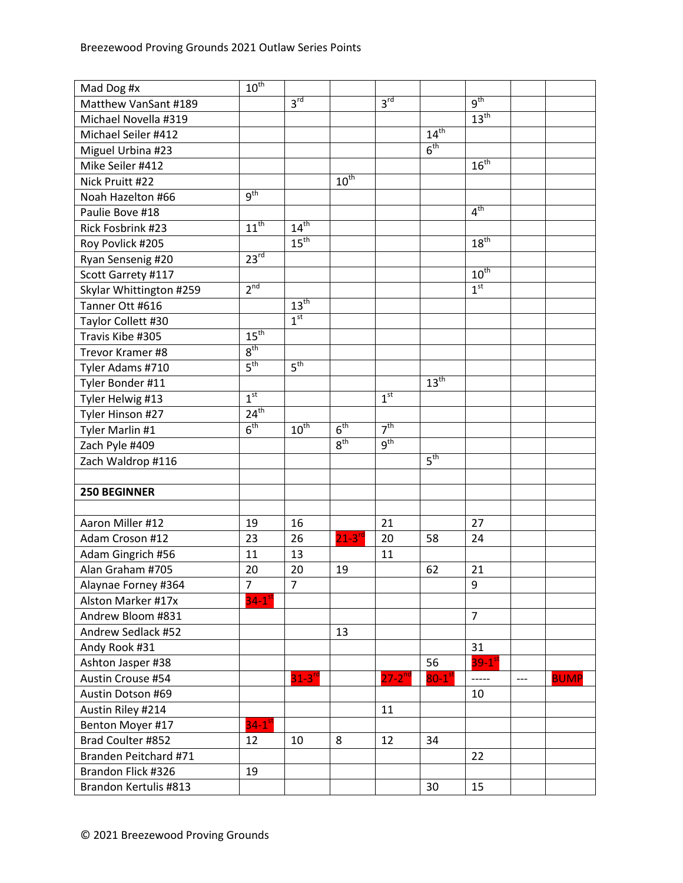Breezewood Proving Grounds 2021 Outlaw Series Points

| | | | | | | | | |
|---|---|---|---|---|---|---|---|---|
| Mad Dog #x | 10th | | | | | | | |
| Matthew VanSant #189 | | 3rd | | 3rd | | 9th | | |
| Michael Novella #319 | | | | | | 13th | | |
| Michael Seiler #412 | | | | | 14th | | | |
| Miguel Urbina #23 | | | | | 6th | | | |
| Mike Seiler #412 | | | | | | 16th | | |
| Nick Pruitt #22 | | | 10th | | | | | |
| Noah Hazelton #66 | 9th | | | | | | | |
| Paulie Bove #18 | | | | | | 4th | | |
| Rick Fosbrink #23 | 11th | 14th | | | | | | |
| Roy Povlick #205 | | 15th | | | | 18th | | |
| Ryan Sensenig #20 | 23rd | | | | | | | |
| Scott Garrety #117 | | | | | | 10th | | |
| Skylar Whittington #259 | 2nd | | | | | 1st | | |
| Tanner Ott #616 | | 13th | | | | | | |
| Taylor Collett #30 | | 1st | | | | | | |
| Travis Kibe #305 | 15th | | | | | | | |
| Trevor Kramer #8 | 8th | | | | | | | |
| Tyler Adams #710 | 5th | 5th | | | | | | |
| Tyler Bonder #11 | | | | | 13th | | | |
| Tyler Helwig #13 | 1st | | | 1st | | | | |
| Tyler Hinson #27 | 24th | | | | | | | |
| Tyler Marlin #1 | 6th | 10th | 6th | 7th | | | | |
| Zach Pyle #409 | | | 8th | 9th | | | | |
| Zach Waldrop #116 | | | | | 5th | | | |
| | | | | | | | | |
| **250 BEGINNER** | | | | | | | | |
| | | | | | | | | |
| Aaron Miller #12 | 19 | 16 | | 21 | | 27 | | |
| Adam Croson #12 | 23 | 26 | 21-3rd | 20 | 58 | 24 | | |
| Adam Gingrich #56 | 11 | 13 | | 11 | | | | |
| Alan Graham #705 | 20 | 20 | 19 | | 62 | 21 | | |
| Alaynae Forney #364 | 7 | 7 | | | | 9 | | |
| Alston Marker #17x | 34-1st | | | | | | | |
| Andrew Bloom #831 | | | | | | 7 | | |
| Andrew Sedlack #52 | | | 13 | | | | | |
| Andy Rook #31 | | | | | | 31 | | |
| Ashton Jasper #38 | | | | | 56 | 39-1st | | |
| Austin Crouse #54 | | 31-3rd | | 27-2nd | 80-1st | ----- | --- | BUMP |
| Austin Dotson #69 | | | | | | 10 | | |
| Austin Riley #214 | | | | 11 | | | | |
| Benton Moyer #17 | 34-1st | | | | | | | |
| Brad Coulter #852 | 12 | 10 | 8 | 12 | 34 | | | |
| Branden Peitchard #71 | | | | | | 22 | | |
| Brandon Flick #326 | 19 | | | | | | | |
| Brandon Kertulis #813 | | | | | 30 | 15 | | |

© 2021 Breezewood Proving Grounds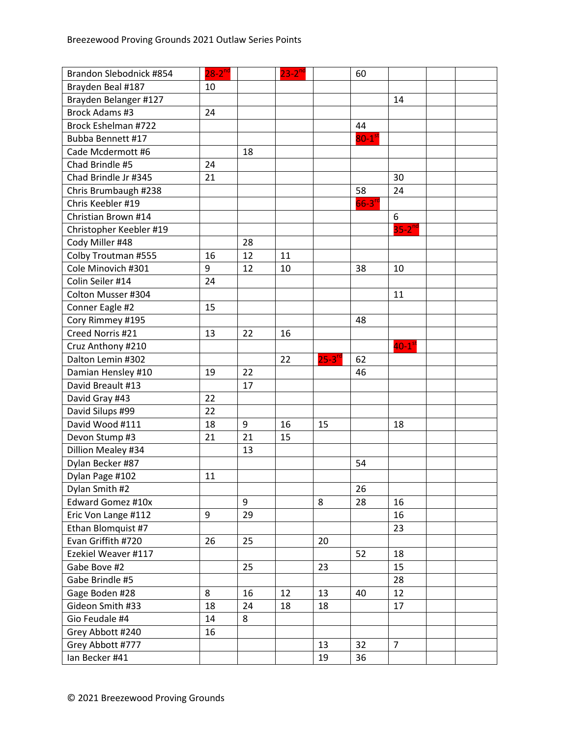| Brandon Slebodnick #854 | 28-2nd | | 23-2nd | | 60 | | | |
|---|---|---|---|---|---|---|---|---|
| Brayden Beal #187 | 10 | | | | | | | |
| Brayden Belanger #127 | | | | | | 14 | | |
| Brock Adams #3 | 24 | | | | | | | |
| Brock Eshelman #722 | | | | | 44 | | | |
| Bubba Bennett #17 | | | | | 80-1st | | | |
| Cade Mcdermott #6 | | 18 | | | | | | |
| Chad Brindle #5 | 24 | | | | | | | |
| Chad Brindle Jr #345 | 21 | | | | | 30 | | |
| Chris Brumbaugh #238 | | | | | 58 | 24 | | |
| Chris Keebler #19 | | | | | 66-3rd | | | |
| Christian Brown #14 | | | | | | 6 | | |
| Christopher Keebler #19 | | | | | | 35-2nd | | |
| Cody Miller #48 | | 28 | | | | | | |
| Colby Troutman #555 | 16 | 12 | 11 | | | | | |
| Cole Minovich #301 | 9 | 12 | 10 | | 38 | 10 | | |
| Colin Seiler #14 | 24 | | | | | | | |
| Colton Musser #304 | | | | | | 11 | | |
| Conner Eagle #2 | 15 | | | | | | | |
| Cory Rimmey #195 | | | | | 48 | | | |
| Creed Norris #21 | 13 | 22 | 16 | | | | | |
| Cruz Anthony #210 | | | | | | 40-1st | | |
| Dalton Lemin #302 | | | 22 | 25-3rd | 62 | | | |
| Damian Hensley #10 | 19 | 22 | | | 46 | | | |
| David Breault #13 | | 17 | | | | | | |
| David Gray #43 | 22 | | | | | | | |
| David Silups #99 | 22 | | | | | | | |
| David Wood #111 | 18 | 9 | 16 | 15 | | 18 | | |
| Devon Stump #3 | 21 | 21 | 15 | | | | | |
| Dillion Mealey #34 | | 13 | | | | | | |
| Dylan Becker #87 | | | | | 54 | | | |
| Dylan Page #102 | 11 | | | | | | | |
| Dylan Smith #2 | | | | | 26 | | | |
| Edward Gomez #10x | | 9 | | 8 | 28 | 16 | | |
| Eric Von Lange #112 | 9 | 29 | | | | 16 | | |
| Ethan Blomquist #7 | | | | | | 23 | | |
| Evan Griffith #720 | 26 | 25 | | 20 | | | | |
| Ezekiel Weaver #117 | | | | | 52 | 18 | | |
| Gabe Bove #2 | | 25 | | 23 | | 15 | | |
| Gabe Brindle #5 | | | | | | 28 | | |
| Gage Boden #28 | 8 | 16 | 12 | 13 | 40 | 12 | | |
| Gideon Smith #33 | 18 | 24 | 18 | 18 | | 17 | | |
| Gio Feudale #4 | 14 | 8 | | | | | | |
| Grey Abbott #240 | 16 | | | | | | | |
| Grey Abbott #777 | | | | 13 | 32 | 7 | | |
| Ian Becker #41 | | | | 19 | 36 | | | |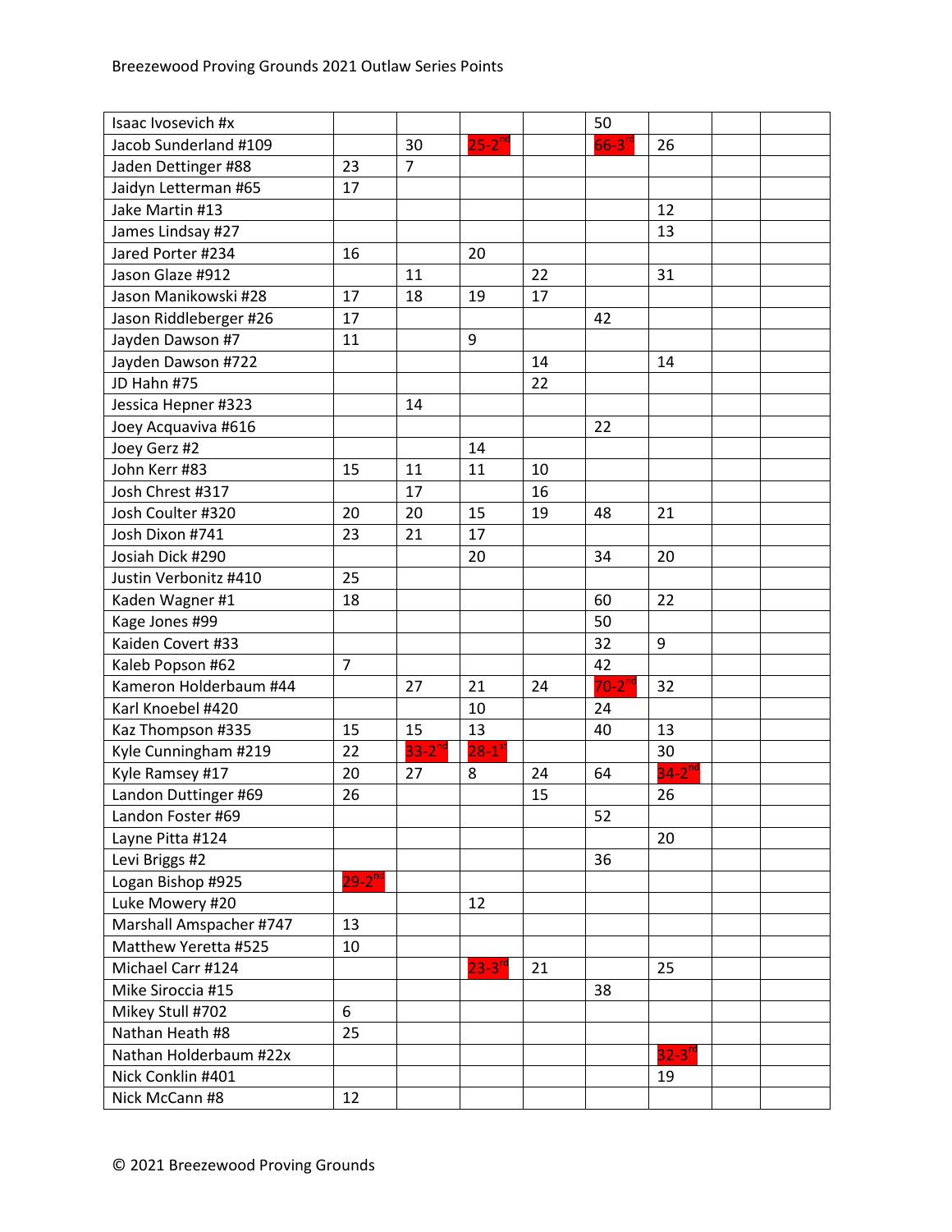| Isaac Ivosevich #x | | | | | 50 | | | |
|---|---|---|---|---|---|---|---|---|
| Jacob Sunderland #109 | | 30 | 25-2nd | | 66-3rd | 26 | | |
| Jaden Dettinger #88 | 23 | 7 | | | | | | |
| Jaidyn Letterman #65 | 17 | | | | | | | |
| Jake Martin #13 | | | | | | 12 | | |
| James Lindsay #27 | | | | | | 13 | | |
| Jared Porter #234 | 16 | | 20 | | | | | |
| Jason Glaze #912 | | 11 | | 22 | | 31 | | |
| Jason Manikowski #28 | 17 | 18 | 19 | 17 | | | | |
| Jason Riddleberger #26 | 17 | | | | 42 | | | |
| Jayden Dawson #7 | 11 | | 9 | | | | | |
| Jayden Dawson #722 | | | | 14 | | 14 | | |
| JD Hahn #75 | | | | 22 | | | | |
| Jessica Hepner #323 | | 14 | | | | | | |
| Joey Acquaviva #616 | | | | | 22 | | | |
| Joey Gerz #2 | | | 14 | | | | | |
| John Kerr #83 | 15 | 11 | 11 | 10 | | | | |
| Josh Chrest #317 | | 17 | | 16 | | | | |
| Josh Coulter #320 | 20 | 20 | 15 | 19 | 48 | 21 | | |
| Josh Dixon #741 | 23 | 21 | 17 | | | | | |
| Josiah Dick #290 | | | 20 | | 34 | 20 | | |
| Justin Verbonitz #410 | 25 | | | | | | | |
| Kaden Wagner #1 | 18 | | | | 60 | 22 | | |
| Kage Jones #99 | | | | | 50 | | | |
| Kaiden Covert #33 | | | | | 32 | 9 | | |
| Kaleb Popson #62 | 7 | | | | 42 | | | |
| Kameron Holderbaum #44 | | 27 | 21 | 24 | 70-2nd | 32 | | |
| Karl Knoebel #420 | | | 10 | | 24 | | | |
| Kaz Thompson #335 | 15 | 15 | 13 | | 40 | 13 | | |
| Kyle Cunningham #219 | 22 | 33-2nd | 28-1st | | | 30 | | |
| Kyle Ramsey #17 | 20 | 27 | 8 | 24 | 64 | 34-2nd | | |
| Landon Duttinger #69 | 26 | | | 15 | | 26 | | |
| Landon Foster #69 | | | | | 52 | | | |
| Layne Pitta #124 | | | | | | 20 | | |
| Levi Briggs #2 | | | | | 36 | | | |
| Logan Bishop #925 | 29-2nd | | | | | | | |
| Luke Mowery #20 | | | 12 | | | | | |
| Marshall Amspacher #747 | 13 | | | | | | | |
| Matthew Yeretta #525 | 10 | | | | | | | |
| Michael Carr #124 | | | 23-3rd | 21 | | 25 | | |
| Mike Siroccia #15 | | | | | 38 | | | |
| Mikey Stull #702 | 6 | | | | | | | |
| Nathan Heath #8 | 25 | | | | | | | |
| Nathan Holderbaum #22x | | | | | | 32-3rd | | |
| Nick Conklin #401 | | | | | | 19 | | |
| Nick McCann #8 | 12 | | | | | | | |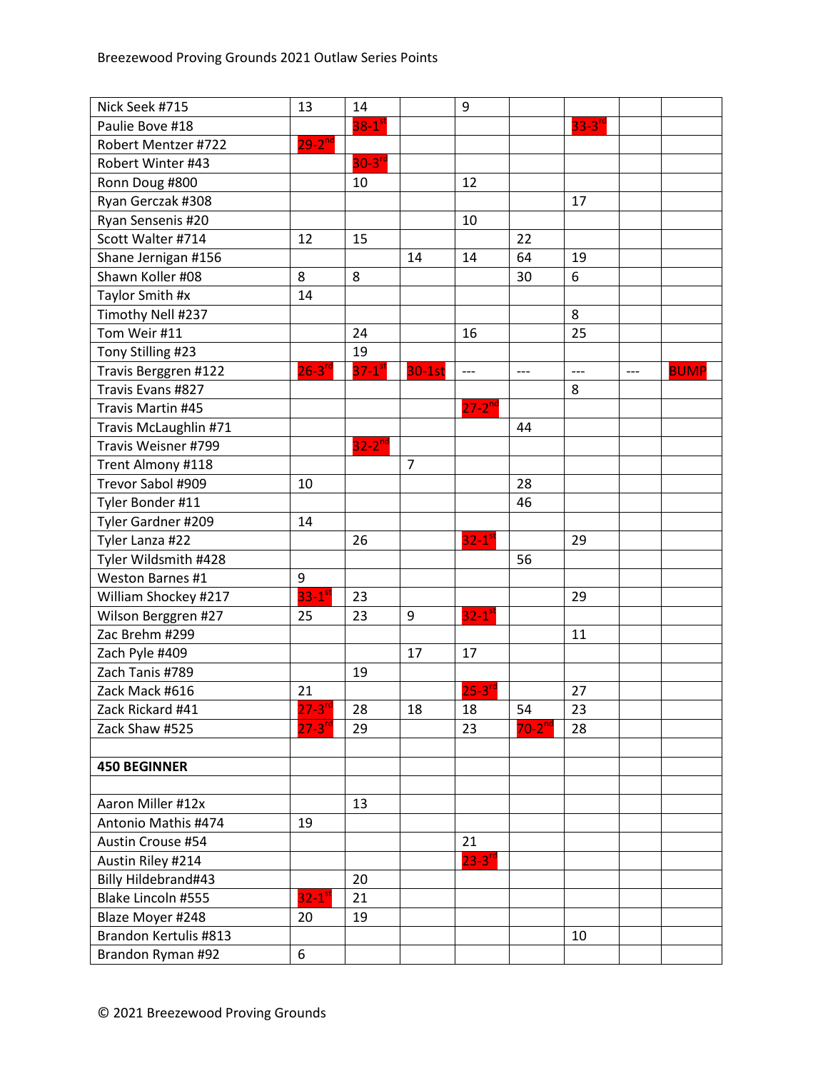Breezewood Proving Grounds 2021 Outlaw Series Points

| | | | | | | | | |
|---|---|---|---|---|---|---|---|---|
| Nick Seek #715 | 13 | 14 | | 9 | | | | |
| Paulie Bove #18 | | 38-1st | | | | 33-3rd | | |
| Robert Mentzer #722 | 29-2nd | | | | | | | |
| Robert Winter #43 | | 30-3rd | | | | | | |
| Ronn Doug #800 | | 10 | | 12 | | | | |
| Ryan Gerczak #308 | | | | | | 17 | | |
| Ryan Sensenis #20 | | | | 10 | | | | |
| Scott Walter #714 | 12 | 15 | | | 22 | | | |
| Shane Jernigan #156 | | | 14 | 14 | 64 | 19 | | |
| Shawn Koller #08 | 8 | 8 | | | 30 | 6 | | |
| Taylor Smith #x | 14 | | | | | | | |
| Timothy Nell #237 | | | | | | 8 | | |
| Tom Weir #11 | | 24 | | 16 | | 25 | | |
| Tony Stilling #23 | | 19 | | | | | | |
| Travis Berggren #122 | 26-3rd | 37-1st | 30-1st | --- | --- | --- | --- | BUMP |
| Travis Evans #827 | | | | | | 8 | | |
| Travis Martin #45 | | | | 27-2nd | | | | |
| Travis McLaughlin #71 | | | | | 44 | | | |
| Travis Weisner #799 | | 32-2nd | | | | | | |
| Trent Almony #118 | | | 7 | | | | | |
| Trevor Sabol #909 | 10 | | | | 28 | | | |
| Tyler Bonder #11 | | | | | 46 | | | |
| Tyler Gardner #209 | 14 | | | | | | | |
| Tyler Lanza #22 | | 26 | | 32-1st | | 29 | | |
| Tyler Wildsmith #428 | | | | | 56 | | | |
| Weston Barnes #1 | 9 | | | | | | | |
| William Shockey #217 | 33-1st | 23 | | | | 29 | | |
| Wilson Berggren #27 | 25 | 23 | 9 | 32-1st | | | | |
| Zac Brehm #299 | | | | | | 11 | | |
| Zach Pyle #409 | | | 17 | 17 | | | | |
| Zach Tanis #789 | | 19 | | | | | | |
| Zack Mack #616 | 21 | | | 25-3rd | | 27 | | |
| Zack Rickard #41 | 27-3rd | 28 | 18 | 18 | 54 | 23 | | |
| Zack Shaw #525 | 27-3rd | 29 | | 23 | 70-2nd | 28 | | |
| | | | | | | | | |
| **450 BEGINNER** | | | | | | | | |
| | | | | | | | | |
| Aaron Miller #12x | | 13 | | | | | | |
| Antonio Mathis #474 | 19 | | | | | | | |
| Austin Crouse #54 | | | | 21 | | | | |
| Austin Riley #214 | | | | 23-3rd | | | | |
| Billy Hildebrand#43 | | 20 | | | | | | |
| Blake Lincoln #555 | 32-1st | 21 | | | | | | |
| Blaze Moyer #248 | 20 | 19 | | | | | | |
| Brandon Kertulis #813 | | | | | | 10 | | |
| Brandon Ryman #92 | 6 | | | | | | | |

© 2021 Breezewood Proving Grounds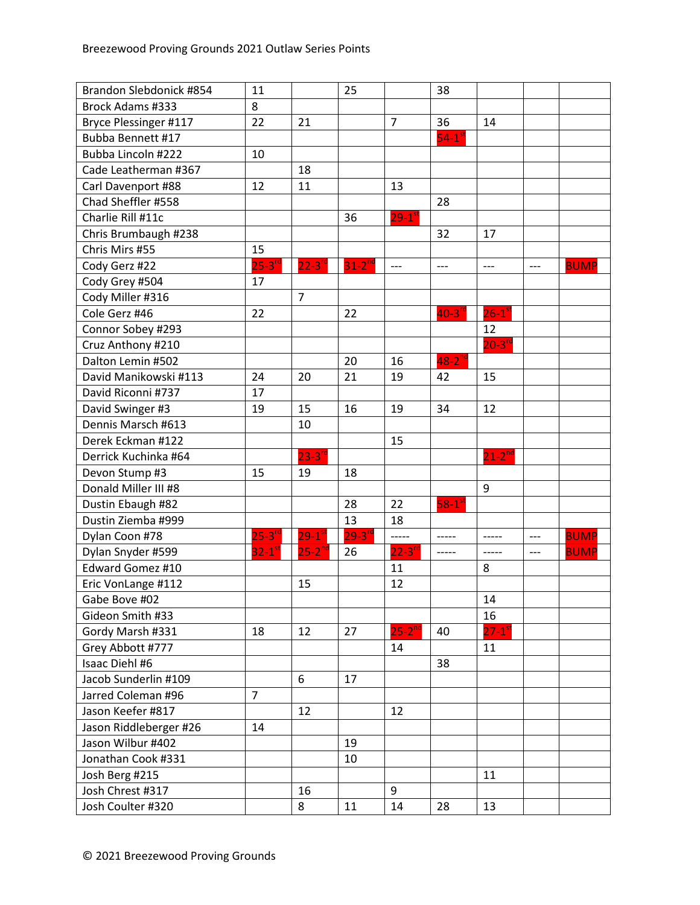Breezewood Proving Grounds 2021 Outlaw Series Points

| | | | | | | | | |
|---|---|---|---|---|---|---|---|---|
| Brandon Slebdonick #854 | 11 | | 25 | | 38 | | | |
| Brock Adams #333 | 8 | | | | | | | |
| Bryce Plessinger #117 | 22 | 21 | | 7 | 36 | 14 | | |
| Bubba Bennett #17 | | | | | 54-1st | | | |
| Bubba Lincoln #222 | 10 | | | | | | | |
| Cade Leatherman #367 | | 18 | | | | | | |
| Carl Davenport #88 | 12 | 11 | | 13 | | | | |
| Chad Sheffler #558 | | | | | 28 | | | |
| Charlie Rill #11c | | | 36 | 29-1st | | | | |
| Chris Brumbaugh #238 | | | | | 32 | 17 | | |
| Chris Mirs #55 | 15 | | | | | | | |
| Cody Gerz #22 | 25-3rd | 22-3rd | 31-2nd | --- | --- | --- | --- | BUMP |
| Cody Grey #504 | 17 | | | | | | | |
| Cody Miller #316 | | 7 | | | | | | |
| Cole Gerz #46 | 22 | | 22 | | 40-3rd | 26-1st | | |
| Connor Sobey #293 | | | | | | 12 | | |
| Cruz Anthony #210 | | | | | | 20-3rd | | |
| Dalton Lemin #502 | | | 20 | 16 | 48-2nd | | | |
| David Manikowski #113 | 24 | 20 | 21 | 19 | 42 | 15 | | |
| David Riconni #737 | 17 | | | | | | | |
| David Swinger #3 | 19 | 15 | 16 | 19 | 34 | 12 | | |
| Dennis Marsch #613 | | 10 | | | | | | |
| Derek Eckman #122 | | | | 15 | | | | |
| Derrick Kuchinka #64 | | 23-3rd | | | | 21-2nd | | |
| Devon Stump #3 | 15 | 19 | 18 | | | | | |
| Donald Miller III #8 | | | | | | 9 | | |
| Dustin Ebaugh #82 | | | 28 | 22 | 58-1st | | | |
| Dustin Ziemba #999 | | | 13 | 18 | | | | |
| Dylan Coon #78 | 25-3rd | 29-1st | 29-3rd | ----- | ----- | ----- | --- | BUMP |
| Dylan Snyder #599 | 32-1st | 25-2nd | 26 | 22-3rd | ----- | ----- | --- | BUMP |
| Edward Gomez #10 | | | | 11 | | 8 | | |
| Eric VonLange #112 | | 15 | | 12 | | | | |
| Gabe Bove #02 | | | | | | 14 | | |
| Gideon Smith #33 | | | | | | 16 | | |
| Gordy Marsh #331 | 18 | 12 | 27 | 25-2nd | 40 | 27-1st | | |
| Grey Abbott #777 | | | | 14 | | 11 | | |
| Isaac Diehl #6 | | | | | 38 | | | |
| Jacob Sunderlin #109 | | 6 | 17 | | | | | |
| Jarred Coleman #96 | 7 | | | | | | | |
| Jason Keefer #817 | | 12 | | 12 | | | | |
| Jason Riddleberger #26 | 14 | | | | | | | |
| Jason Wilbur #402 | | | 19 | | | | | |
| Jonathan Cook #331 | | | 10 | | | | | |
| Josh Berg #215 | | | | | | 11 | | |
| Josh Chrest #317 | | 16 | | 9 | | | | |
| Josh Coulter #320 | | 8 | 11 | 14 | 28 | 13 | | |

© 2021 Breezewood Proving Grounds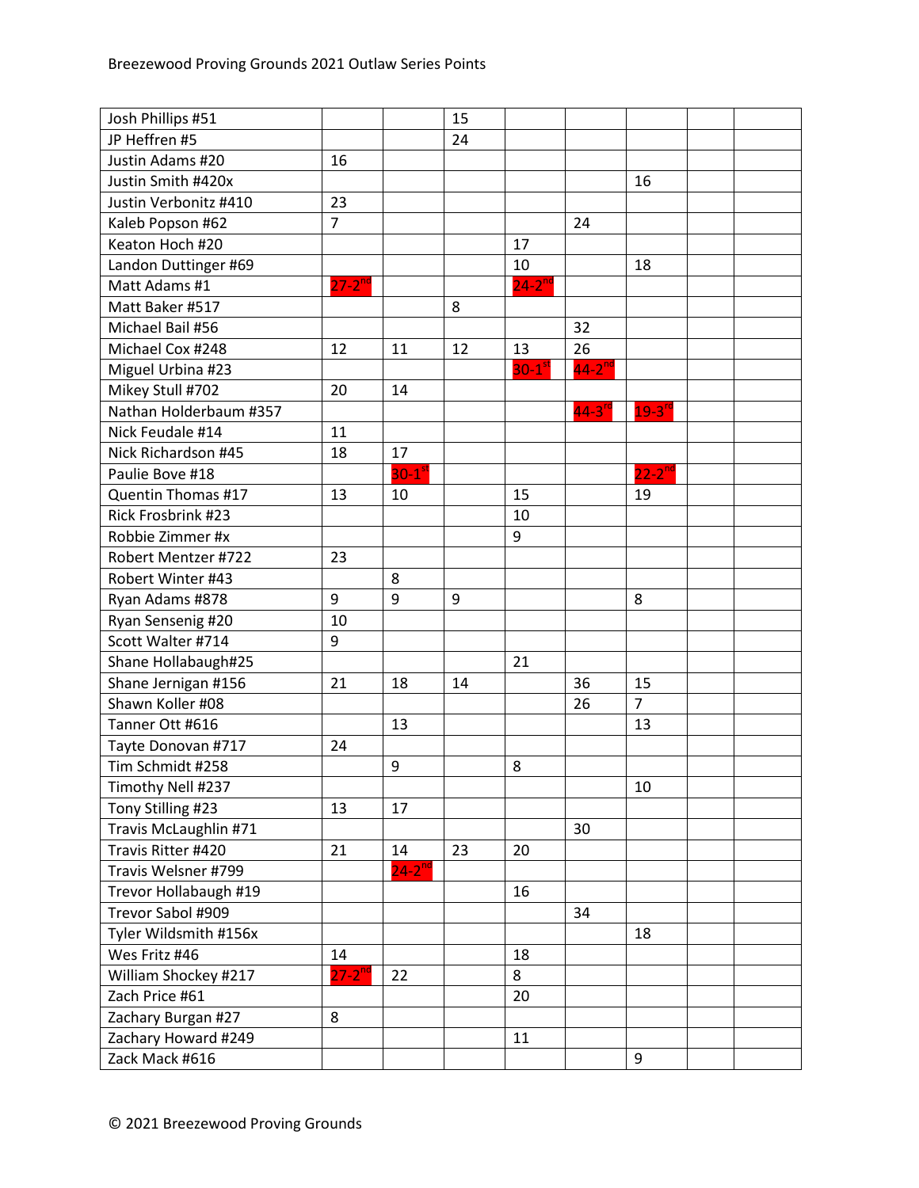| | | | | | | | | |
|---|---|---|---|---|---|---|---|---|
| Josh Phillips #51 | | | 15 | | | | | |
| JP Heffren #5 | | | 24 | | | | | |
| Justin Adams #20 | 16 | | | | | | | |
| Justin Smith #420x | | | | | | 16 | | |
| Justin Verbonitz #410 | 23 | | | | | | | |
| Kaleb Popson #62 | 7 | | | | 24 | | | |
| Keaton Hoch #20 | | | | 17 | | | | |
| Landon Duttinger #69 | | | | 10 | | 18 | | |
| Matt Adams #1 | 27-2nd | | | 24-2nd | | | | |
| Matt Baker #517 | | | 8 | | | | | |
| Michael Bail #56 | | | | | 32 | | | |
| Michael Cox #248 | 12 | 11 | 12 | 13 | 26 | | | |
| Miguel Urbina #23 | | | | 30-1st | 44-2nd | | | |
| Mikey Stull #702 | 20 | 14 | | | | | | |
| Nathan Holderbaum #357 | | | | | 44-3rd | 19-3rd | | |
| Nick Feudale #14 | 11 | | | | | | | |
| Nick Richardson #45 | 18 | 17 | | | | | | |
| Paulie Bove #18 | | 30-1st | | | | 22-2nd | | |
| Quentin Thomas #17 | 13 | 10 | | 15 | | 19 | | |
| Rick Frosbrink #23 | | | | 10 | | | | |
| Robbie Zimmer #x | | | | 9 | | | | |
| Robert Mentzer #722 | 23 | | | | | | | |
| Robert Winter #43 | | 8 | | | | | | |
| Ryan Adams #878 | 9 | 9 | 9 | | | 8 | | |
| Ryan Sensenig #20 | 10 | | | | | | | |
| Scott Walter #714 | 9 | | | | | | | |
| Shane Hollabaugh#25 | | | | 21 | | | | |
| Shane Jernigan #156 | 21 | 18 | 14 | | 36 | 15 | | |
| Shawn Koller #08 | | | | | 26 | 7 | | |
| Tanner Ott #616 | | 13 | | | | 13 | | |
| Tayte Donovan #717 | 24 | | | | | | | |
| Tim Schmidt #258 | | 9 | | 8 | | | | |
| Timothy Nell #237 | | | | | | 10 | | |
| Tony Stilling #23 | 13 | 17 | | | | | | |
| Travis McLaughlin #71 | | | | | 30 | | | |
| Travis Ritter #420 | 21 | 14 | 23 | 20 | | | | |
| Travis Welsner #799 | | 24-2nd | | | | | | |
| Trevor Hollabaugh #19 | | | | 16 | | | | |
| Trevor Sabol #909 | | | | | 34 | | | |
| Tyler Wildsmith #156x | | | | | | 18 | | |
| Wes Fritz #46 | 14 | | | 18 | | | | |
| William Shockey #217 | 27-2nd | 22 | | 8 | | | | |
| Zach Price #61 | | | | 20 | | | | |
| Zachary Burgan #27 | 8 | | | | | | | |
| Zachary Howard #249 | | | | 11 | | | | |
| Zack Mack #616 | | | | | | 9 | | |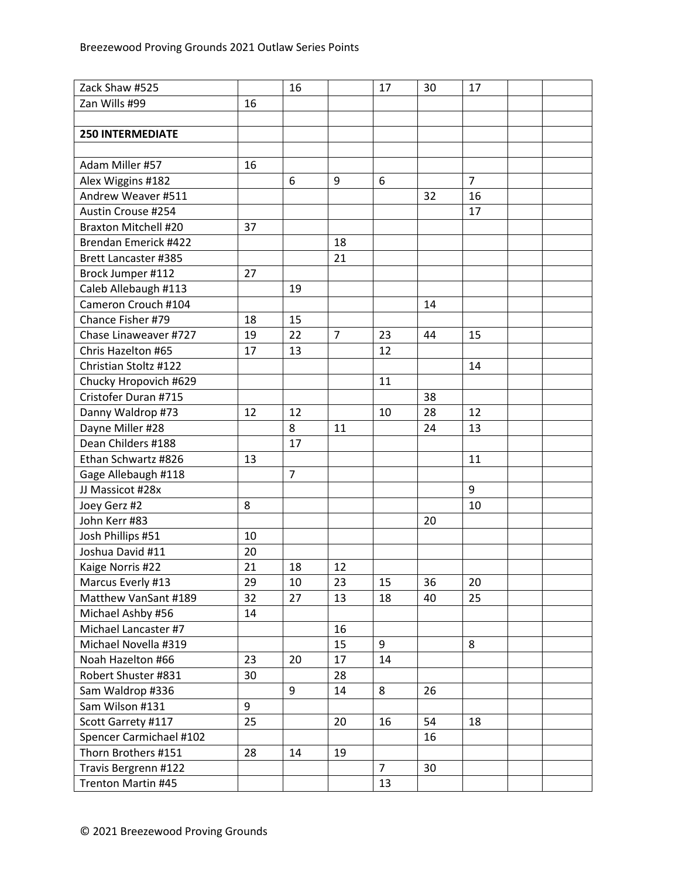| | | | | | | | | |
|---|---|---|---|---|---|---|---|---|
| Zack Shaw #525 | | 16 | | 17 | 30 | 17 | | |
| Zan Wills #99 | 16 | | | | | | | |
| | | | | | | | | |
| **250 INTERMEDIATE** | | | | | | | | |
| | | | | | | | | |
| Adam Miller #57 | 16 | | | | | | | |
| Alex Wiggins #182 | | 6 | 9 | 6 | | 7 | | |
| Andrew Weaver #511 | | | | | 32 | 16 | | |
| Austin Crouse #254 | | | | | | 17 | | |
| Braxton Mitchell #20 | 37 | | | | | | | |
| Brendan Emerick #422 | | | 18 | | | | | |
| Brett Lancaster #385 | | | 21 | | | | | |
| Brock Jumper #112 | 27 | | | | | | | |
| Caleb Allebaugh #113 | | 19 | | | | | | |
| Cameron Crouch #104 | | | | | 14 | | | |
| Chance Fisher #79 | 18 | 15 | | | | | | |
| Chase Linaweaver #727 | 19 | 22 | 7 | 23 | 44 | 15 | | |
| Chris Hazelton #65 | 17 | 13 | | 12 | | | | |
| Christian Stoltz #122 | | | | | | 14 | | |
| Chucky Hropovich #629 | | | | 11 | | | | |
| Cristofer Duran #715 | | | | | 38 | | | |
| Danny Waldrop #73 | 12 | 12 | | 10 | 28 | 12 | | |
| Dayne Miller #28 | | 8 | 11 | | 24 | 13 | | |
| Dean Childers #188 | | 17 | | | | | | |
| Ethan Schwartz #826 | 13 | | | | | 11 | | |
| Gage Allebaugh #118 | | 7 | | | | | | |
| JJ Massicot #28x | | | | | | 9 | | |
| Joey Gerz #2 | 8 | | | | | 10 | | |
| John Kerr #83 | | | | | 20 | | | |
| Josh Phillips #51 | 10 | | | | | | | |
| Joshua David #11 | 20 | | | | | | | |
| Kaige Norris #22 | 21 | 18 | 12 | | | | | |
| Marcus Everly #13 | 29 | 10 | 23 | 15 | 36 | 20 | | |
| Matthew VanSant #189 | 32 | 27 | 13 | 18 | 40 | 25 | | |
| Michael Ashby #56 | 14 | | | | | | | |
| Michael Lancaster #7 | | | 16 | | | | | |
| Michael Novella #319 | | | 15 | 9 | | 8 | | |
| Noah Hazelton #66 | 23 | 20 | 17 | 14 | | | | |
| Robert Shuster #831 | 30 | | 28 | | | | | |
| Sam Waldrop #336 | | 9 | 14 | 8 | 26 | | | |
| Sam Wilson #131 | 9 | | | | | | | |
| Scott Garrety #117 | 25 | | 20 | 16 | 54 | 18 | | |
| Spencer Carmichael #102 | | | | | 16 | | | |
| Thorn Brothers #151 | 28 | 14 | 19 | | | | | |
| Travis Bergrenn #122 | | | | 7 | 30 | | | |
| Trenton Martin #45 | | | | 13 | | | | |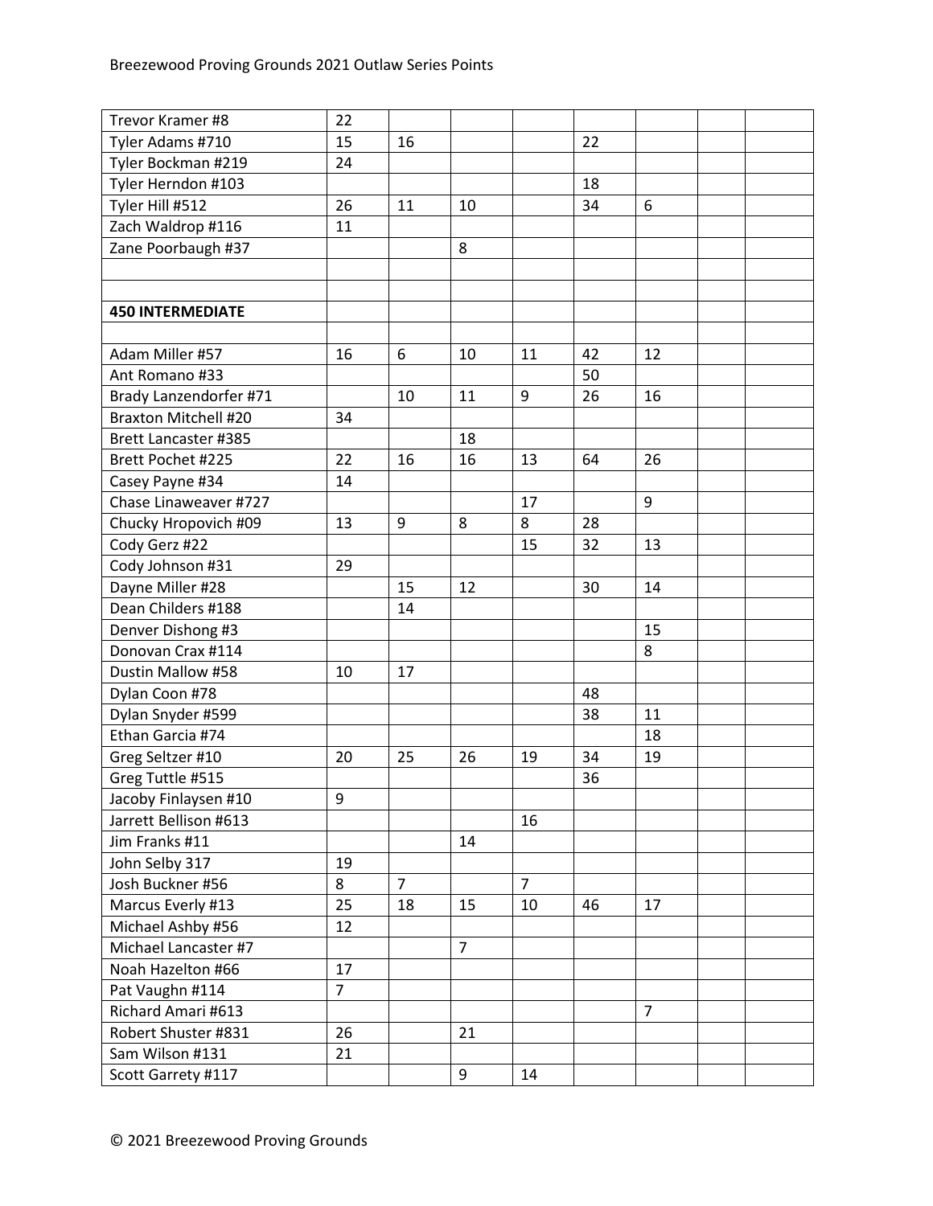| | | | | | | | | |
|---|---|---|---|---|---|---|---|---|
| Trevor Kramer #8 | 22 | | | | | | | |
| Tyler Adams #710 | 15 | 16 | | | 22 | | | |
| Tyler Bockman #219 | 24 | | | | | | | |
| Tyler Herndon #103 | | | | | 18 | | | |
| Tyler Hill #512 | 26 | 11 | 10 | | 34 | 6 | | |
| Zach Waldrop #116 | 11 | | | | | | | |
| Zane Poorbaugh #37 | | | 8 | | | | | |
| | | | | | | | | |
| | | | | | | | | |
| **450 INTERMEDIATE** | | | | | | | | |
| | | | | | | | | |
| Adam Miller #57 | 16 | 6 | 10 | 11 | 42 | 12 | | |
| Ant Romano #33 | | | | | 50 | | | |
| Brady Lanzendorfer #71 | | 10 | 11 | 9 | 26 | 16 | | |
| Braxton Mitchell #20 | 34 | | | | | | | |
| Brett Lancaster #385 | | | 18 | | | | | |
| Brett Pochet #225 | 22 | 16 | 16 | 13 | 64 | 26 | | |
| Casey Payne #34 | 14 | | | | | | | |
| Chase Linaweaver #727 | | | | 17 | | 9 | | |
| Chucky Hropovich #09 | 13 | 9 | 8 | 8 | 28 | | | |
| Cody Gerz #22 | | | | 15 | 32 | 13 | | |
| Cody Johnson #31 | 29 | | | | | | | |
| Dayne Miller #28 | | 15 | 12 | | 30 | 14 | | |
| Dean Childers #188 | | 14 | | | | | | |
| Denver Dishong #3 | | | | | | 15 | | |
| Donovan Crax #114 | | | | | | 8 | | |
| Dustin Mallow #58 | 10 | 17 | | | | | | |
| Dylan Coon #78 | | | | | 48 | | | |
| Dylan Snyder #599 | | | | | 38 | 11 | | |
| Ethan Garcia #74 | | | | | | 18 | | |
| Greg Seltzer #10 | 20 | 25 | 26 | 19 | 34 | 19 | | |
| Greg Tuttle #515 | | | | | 36 | | | |
| Jacoby Finlaysen #10 | 9 | | | | | | | |
| Jarrett Bellison #613 | | | | 16 | | | | |
| Jim Franks #11 | | | 14 | | | | | |
| John Selby 317 | 19 | | | | | | | |
| Josh Buckner #56 | 8 | 7 | | 7 | | | | |
| Marcus Everly #13 | 25 | 18 | 15 | 10 | 46 | 17 | | |
| Michael Ashby #56 | 12 | | | | | | | |
| Michael Lancaster #7 | | | 7 | | | | | |
| Noah Hazelton #66 | 17 | | | | | | | |
| Pat Vaughn #114 | 7 | | | | | | | |
| Richard Amari #613 | | | | | | 7 | | |
| Robert Shuster #831 | 26 | | 21 | | | | | |
| Sam Wilson #131 | 21 | | | | | | | |
| Scott Garrety #117 | | | 9 | 14 | | | | |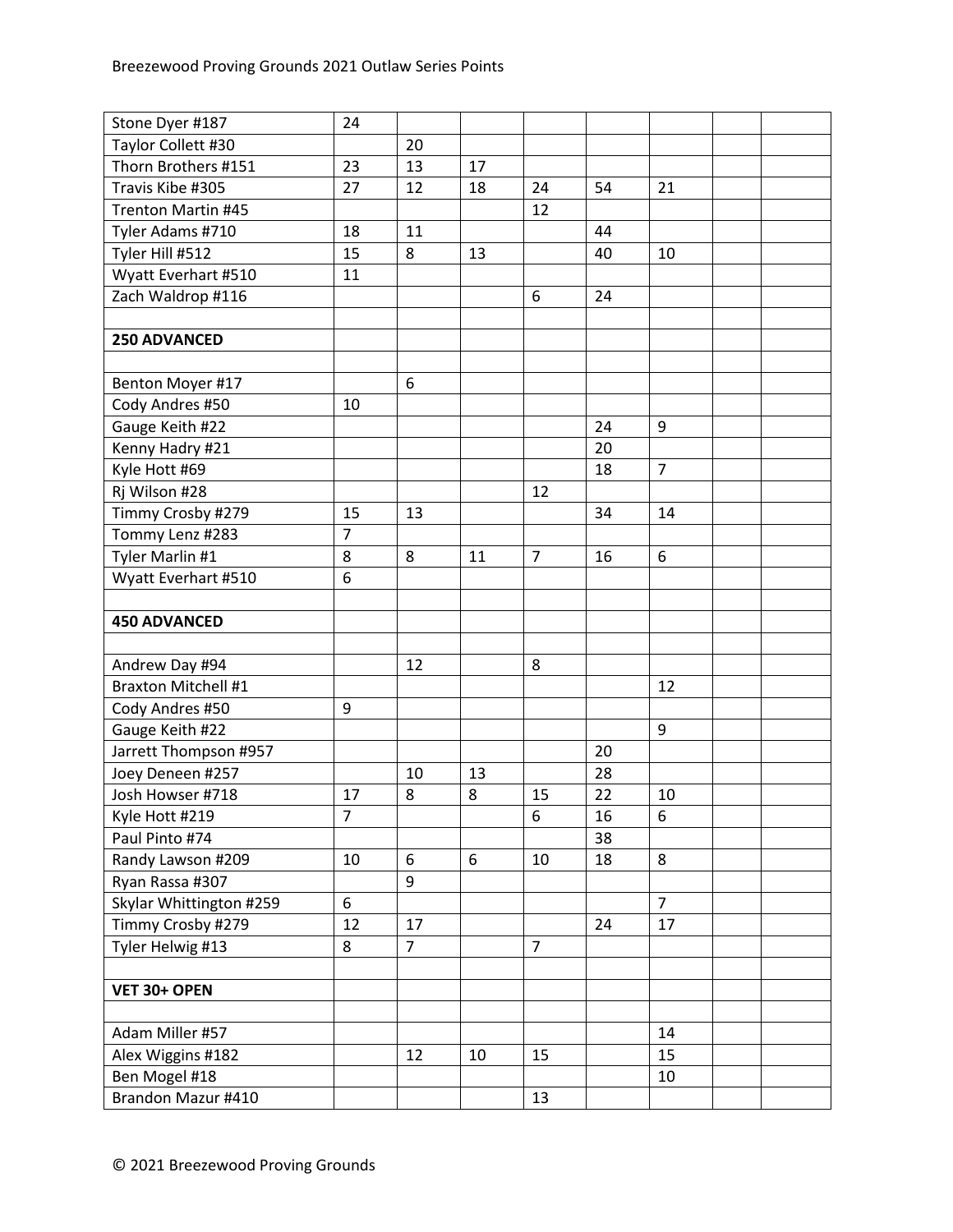| | | | | | | | | |
|---|---|---|---|---|---|---|---|---|
| Stone Dyer #187 | 24 | | | | | | | |
| Taylor Collett #30 | | 20 | | | | | | |
| Thorn Brothers #151 | 23 | 13 | 17 | | | | | |
| Travis Kibe #305 | 27 | 12 | 18 | 24 | 54 | 21 | | |
| Trenton Martin #45 | | | | 12 | | | | |
| Tyler Adams #710 | 18 | 11 | | | 44 | | | |
| Tyler Hill #512 | 15 | 8 | 13 | | 40 | 10 | | |
| Wyatt Everhart #510 | 11 | | | | | | | |
| Zach Waldrop #116 | | | | 6 | 24 | | | |
| | | | | | | | | |
| **250 ADVANCED** | | | | | | | | |
| | | | | | | | | |
| Benton Moyer #17 | | 6 | | | | | | |
| Cody Andres #50 | 10 | | | | | | | |
| Gauge Keith #22 | | | | | 24 | 9 | | |
| Kenny Hadry #21 | | | | | 20 | | | |
| Kyle Hott #69 | | | | | 18 | 7 | | |
| Rj Wilson #28 | | | | 12 | | | | |
| Timmy Crosby #279 | 15 | 13 | | | 34 | 14 | | |
| Tommy Lenz #283 | 7 | | | | | | | |
| Tyler Marlin #1 | 8 | 8 | 11 | 7 | 16 | 6 | | |
| Wyatt Everhart #510 | 6 | | | | | | | |
| | | | | | | | | |
| **450 ADVANCED** | | | | | | | | |
| | | | | | | | | |
| Andrew Day #94 | | 12 | | 8 | | | | |
| Braxton Mitchell #1 | | | | | | 12 | | |
| Cody Andres #50 | 9 | | | | | | | |
| Gauge Keith #22 | | | | | | 9 | | |
| Jarrett Thompson #957 | | | | | 20 | | | |
| Joey Deneen #257 | | 10 | 13 | | 28 | | | |
| Josh Howser #718 | 17 | 8 | 8 | 15 | 22 | 10 | | |
| Kyle Hott #219 | 7 | | | 6 | 16 | 6 | | |
| Paul Pinto #74 | | | | | 38 | | | |
| Randy Lawson #209 | 10 | 6 | 6 | 10 | 18 | 8 | | |
| Ryan Rassa #307 | | 9 | | | | | | |
| Skylar Whittington #259 | 6 | | | | | 7 | | |
| Timmy Crosby #279 | 12 | 17 | | | 24 | 17 | | |
| Tyler Helwig #13 | 8 | 7 | | 7 | | | | |
| | | | | | | | | |
| **VET 30+ OPEN** | | | | | | | | |
| | | | | | | | | |
| Adam Miller #57 | | | | | | 14 | | |
| Alex Wiggins #182 | | 12 | 10 | 15 | | 15 | | |
| Ben Mogel #18 | | | | | | 10 | | |
| Brandon Mazur #410 | | | | 13 | | | | |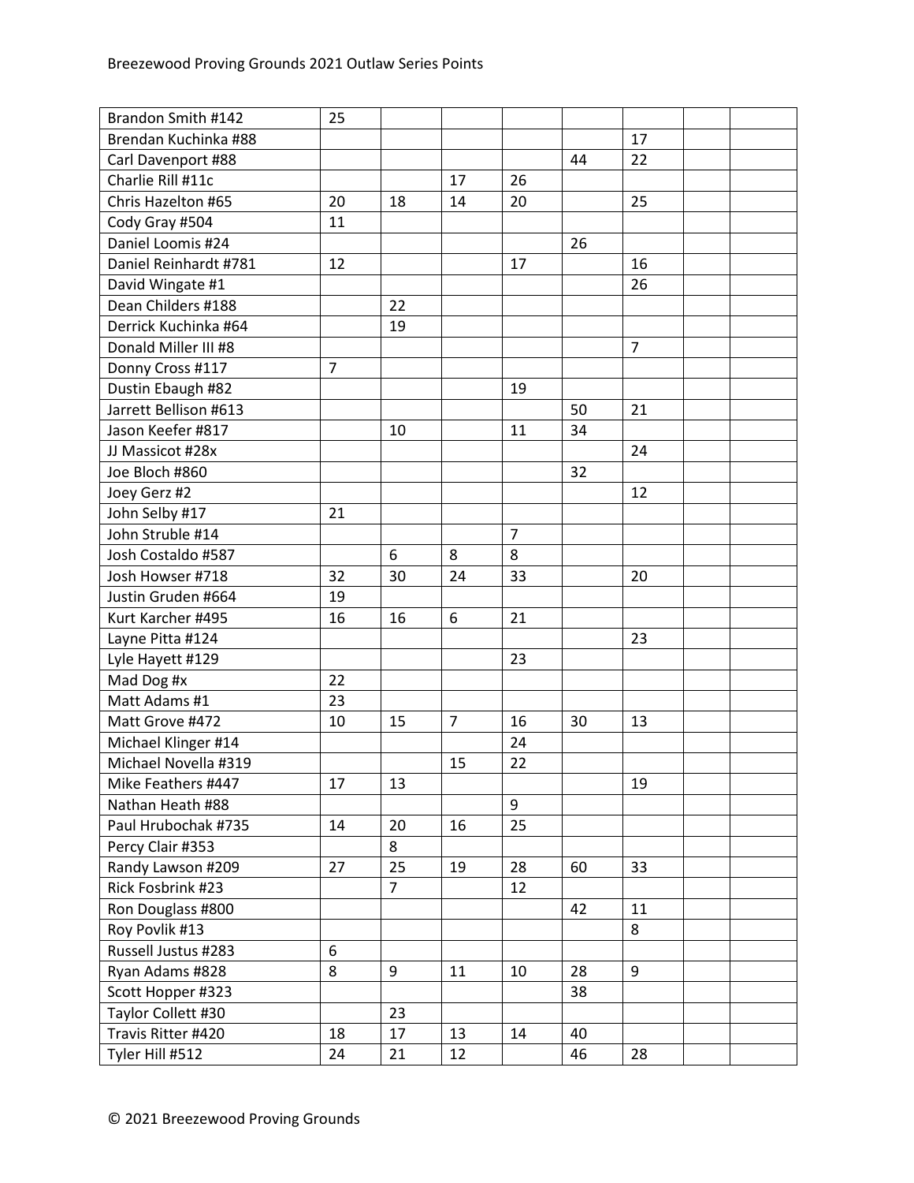| | | | | | | | | |
|---|---|---|---|---|---|---|---|---|
| Brandon Smith #142 | 25 | | | | | | | |
| Brendan Kuchinka #88 | | | | | | 17 | | |
| Carl Davenport #88 | | | | | 44 | 22 | | |
| Charlie Rill #11c | | | 17 | 26 | | | | |
| Chris Hazelton #65 | 20 | 18 | 14 | 20 | | 25 | | |
| Cody Gray #504 | 11 | | | | | | | |
| Daniel Loomis #24 | | | | | 26 | | | |
| Daniel Reinhardt #781 | 12 | | | 17 | | 16 | | |
| David Wingate #1 | | | | | | 26 | | |
| Dean Childers #188 | | 22 | | | | | | |
| Derrick Kuchinka #64 | | 19 | | | | | | |
| Donald Miller III #8 | | | | | | 7 | | |
| Donny Cross #117 | 7 | | | | | | | |
| Dustin Ebaugh #82 | | | | 19 | | | | |
| Jarrett Bellison #613 | | | | | 50 | 21 | | |
| Jason Keefer #817 | | 10 | | 11 | 34 | | | |
| JJ Massicot #28x | | | | | | 24 | | |
| Joe Bloch #860 | | | | | 32 | | | |
| Joey Gerz #2 | | | | | | 12 | | |
| John Selby #17 | 21 | | | | | | | |
| John Struble #14 | | | | 7 | | | | |
| Josh Costaldo #587 | | 6 | 8 | 8 | | | | |
| Josh Howser #718 | 32 | 30 | 24 | 33 | | 20 | | |
| Justin Gruden #664 | 19 | | | | | | | |
| Kurt Karcher #495 | 16 | 16 | 6 | 21 | | | | |
| Layne Pitta #124 | | | | | | 23 | | |
| Lyle Hayett #129 | | | | 23 | | | | |
| Mad Dog #x | 22 | | | | | | | |
| Matt Adams #1 | 23 | | | | | | | |
| Matt Grove #472 | 10 | 15 | 7 | 16 | 30 | 13 | | |
| Michael Klinger #14 | | | | 24 | | | | |
| Michael Novella #319 | | | 15 | 22 | | | | |
| Mike Feathers #447 | 17 | 13 | | | | 19 | | |
| Nathan Heath #88 | | | | 9 | | | | |
| Paul Hrubochak #735 | 14 | 20 | 16 | 25 | | | | |
| Percy Clair #353 | | 8 | | | | | | |
| Randy Lawson #209 | 27 | 25 | 19 | 28 | 60 | 33 | | |
| Rick Fosbrink #23 | | 7 | | 12 | | | | |
| Ron Douglass #800 | | | | | 42 | 11 | | |
| Roy Povlik #13 | | | | | | 8 | | |
| Russell Justus #283 | 6 | | | | | | | |
| Ryan Adams #828 | 8 | 9 | 11 | 10 | 28 | 9 | | |
| Scott Hopper #323 | | | | | 38 | | | |
| Taylor Collett #30 | | 23 | | | | | | |
| Travis Ritter #420 | 18 | 17 | 13 | 14 | 40 | | | |
| Tyler Hill #512 | 24 | 21 | 12 | | 46 | 28 | | |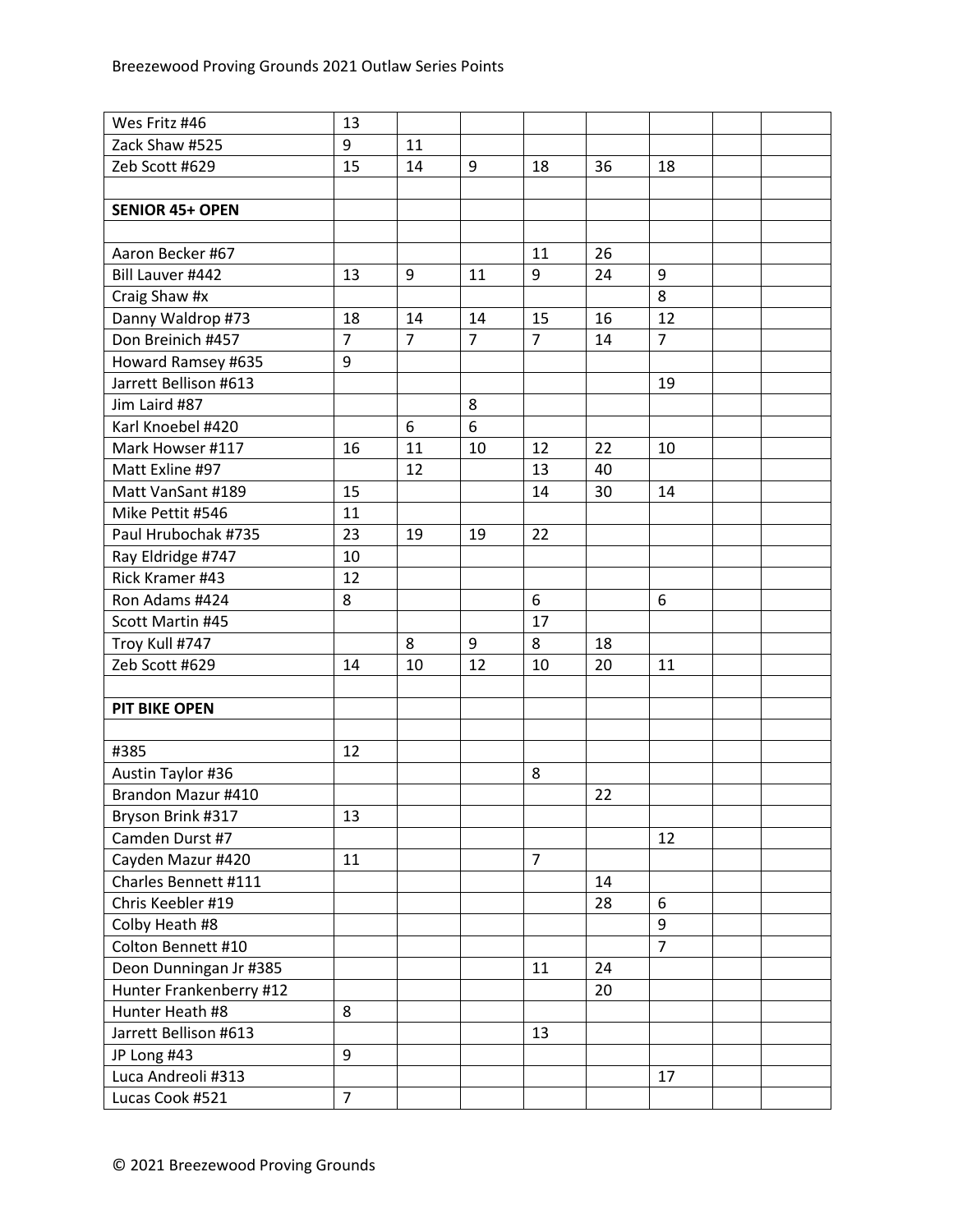| | | | | | | | | |
|---|---|---|---|---|---|---|---|---|
| Wes Fritz #46 | 13 | | | | | | | |
| Zack Shaw #525 | 9 | 11 | | | | | | |
| Zeb Scott #629 | 15 | 14 | 9 | 18 | 36 | 18 | | |
| | | | | | | | | |
| **SENIOR 45+ OPEN** | | | | | | | | |
| | | | | | | | | |
| Aaron Becker #67 | | | | 11 | 26 | | | |
| Bill Lauver #442 | 13 | 9 | 11 | 9 | 24 | 9 | | |
| Craig Shaw #x | | | | | | 8 | | |
| Danny Waldrop #73 | 18 | 14 | 14 | 15 | 16 | 12 | | |
| Don Breinich #457 | 7 | 7 | 7 | 7 | 14 | 7 | | |
| Howard Ramsey #635 | 9 | | | | | | | |
| Jarrett Bellison #613 | | | | | | 19 | | |
| Jim Laird #87 | | | 8 | | | | | |
| Karl Knoebel #420 | | 6 | 6 | | | | | |
| Mark Howser #117 | 16 | 11 | 10 | 12 | 22 | 10 | | |
| Matt Exline #97 | | 12 | | 13 | 40 | | | |
| Matt VanSant #189 | 15 | | | 14 | 30 | 14 | | |
| Mike Pettit #546 | 11 | | | | | | | |
| Paul Hrubochak #735 | 23 | 19 | 19 | 22 | | | | |
| Ray Eldridge #747 | 10 | | | | | | | |
| Rick Kramer #43 | 12 | | | | | | | |
| Ron Adams #424 | 8 | | | 6 | | 6 | | |
| Scott Martin #45 | | | | 17 | | | | |
| Troy Kull #747 | | 8 | 9 | 8 | 18 | | | |
| Zeb Scott #629 | 14 | 10 | 12 | 10 | 20 | 11 | | |
| | | | | | | | | |
| **PIT BIKE OPEN** | | | | | | | | |
| | | | | | | | | |
| #385 | 12 | | | | | | | |
| Austin Taylor #36 | | | | 8 | | | | |
| Brandon Mazur #410 | | | | | 22 | | | |
| Bryson Brink #317 | 13 | | | | | | | |
| Camden Durst #7 | | | | | | 12 | | |
| Cayden Mazur #420 | 11 | | | 7 | | | | |
| Charles Bennett #111 | | | | | 14 | | | |
| Chris Keebler #19 | | | | | 28 | 6 | | |
| Colby Heath #8 | | | | | | 9 | | |
| Colton Bennett #10 | | | | | | 7 | | |
| Deon Dunningan Jr #385 | | | | 11 | 24 | | | |
| Hunter Frankenberry #12 | | | | | 20 | | | |
| Hunter Heath #8 | 8 | | | | | | | |
| Jarrett Bellison #613 | | | | 13 | | | | |
| JP Long #43 | 9 | | | | | | | |
| Luca Andreoli #313 | | | | | | 17 | | |
| Lucas Cook #521 | 7 | | | | | | | |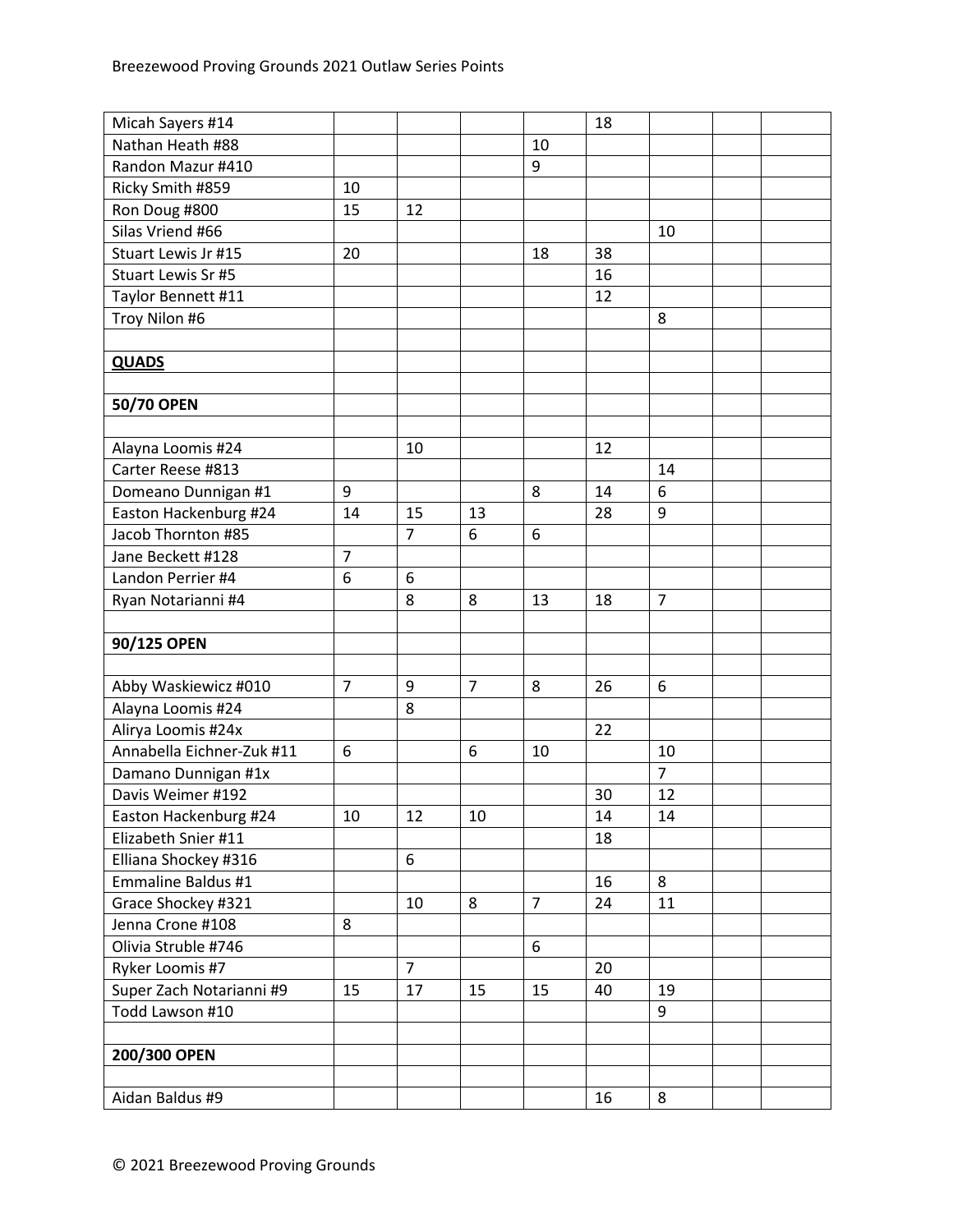| | | | | | | | | |
|---|---|---|---|---|---|---|---|---|
| Micah Sayers #14 | | | | | 18 | | | |
| Nathan Heath #88 | | | | 10 | | | | |
| Randon Mazur #410 | | | | 9 | | | | |
| Ricky Smith #859 | 10 | | | | | | | |
| Ron Doug #800 | 15 | 12 | | | | | | |
| Silas Vriend #66 | | | | | | 10 | | |
| Stuart Lewis Jr #15 | 20 | | | 18 | 38 | | | |
| Stuart Lewis Sr #5 | | | | | 16 | | | |
| Taylor Bennett #11 | | | | | 12 | | | |
| Troy Nilon #6 | | | | | | 8 | | |
| | | | | | | | | |
| **QUADS** | | | | | | | | |
| | | | | | | | | |
| **50/70 OPEN** | | | | | | | | |
| | | | | | | | | |
| Alayna Loomis #24 | | 10 | | | 12 | | | |
| Carter Reese #813 | | | | | | 14 | | |
| Domeano Dunnigan #1 | 9 | | | 8 | 14 | 6 | | |
| Easton Hackenburg #24 | 14 | 15 | 13 | | 28 | 9 | | |
| Jacob Thornton #85 | | 7 | 6 | 6 | | | | |
| Jane Beckett #128 | 7 | | | | | | | |
| Landon Perrier #4 | 6 | 6 | | | | | | |
| Ryan Notarianni #4 | | 8 | 8 | 13 | 18 | 7 | | |
| | | | | | | | | |
| **90/125 OPEN** | | | | | | | | |
| | | | | | | | | |
| Abby Waskiewicz #010 | 7 | 9 | 7 | 8 | 26 | 6 | | |
| Alayna Loomis #24 | | 8 | | | | | | |
| Alirya Loomis #24x | | | | | 22 | | | |
| Annabella Eichner-Zuk #11 | 6 | | 6 | 10 | | 10 | | |
| Damano Dunnigan #1x | | | | | | 7 | | |
| Davis Weimer #192 | | | | | 30 | 12 | | |
| Easton Hackenburg #24 | 10 | 12 | 10 | | 14 | 14 | | |
| Elizabeth Snier #11 | | | | | 18 | | | |
| Elliana Shockey #316 | | 6 | | | | | | |
| Emmaline Baldus #1 | | | | | 16 | 8 | | |
| Grace Shockey #321 | | 10 | 8 | 7 | 24 | 11 | | |
| Jenna Crone #108 | 8 | | | | | | | |
| Olivia Struble #746 | | | | 6 | | | | |
| Ryker Loomis #7 | | 7 | | | 20 | | | |
| Super Zach Notarianni #9 | 15 | 17 | 15 | 15 | 40 | 19 | | |
| Todd Lawson #10 | | | | | | 9 | | |
| | | | | | | | | |
| **200/300 OPEN** | | | | | | | | |
| | | | | | | | | |
| Aidan Baldus #9 | | | | | 16 | 8 | | |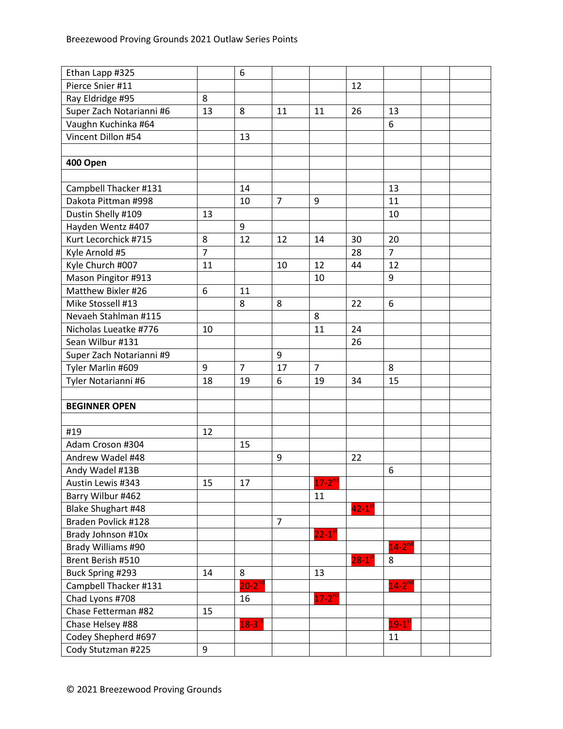| | | | | | | | | |
|---|---|---|---|---|---|---|---|---|
| Ethan Lapp #325 | | 6 | | | | | | |
| Pierce Snier #11 | | | | | 12 | | | |
| Ray Eldridge #95 | 8 | | | | | | | |
| Super Zach Notarianni #6 | 13 | 8 | 11 | 11 | 26 | 13 | | |
| Vaughn Kuchinka #64 | | | | | | 6 | | |
| Vincent Dillon #54 | | 13 | | | | | | |
| | | | | | | | | |
| **400 Open** | | | | | | | | |
| | | | | | | | | |
| Campbell Thacker #131 | | 14 | | | | 13 | | |
| Dakota Pittman #998 | | 10 | 7 | 9 | | 11 | | |
| Dustin Shelly #109 | 13 | | | | | 10 | | |
| Hayden Wentz #407 | | 9 | | | | | | |
| Kurt Lecorchick #715 | 8 | 12 | 12 | 14 | 30 | 20 | | |
| Kyle Arnold #5 | 7 | | | | 28 | 7 | | |
| Kyle Church #007 | 11 | | 10 | 12 | 44 | 12 | | |
| Mason Pingitor #913 | | | | 10 | | 9 | | |
| Matthew Bixler #26 | 6 | 11 | | | | | | |
| Mike Stossell #13 | | 8 | 8 | | 22 | 6 | | |
| Nevaeh Stahlman #115 | | | | 8 | | | | |
| Nicholas Lueatke #776 | 10 | | | 11 | 24 | | | |
| Sean Wilbur #131 | | | | | 26 | | | |
| Super Zach Notarianni #9 | | | 9 | | | | | |
| Tyler Marlin #609 | 9 | 7 | 17 | 7 | | 8 | | |
| Tyler Notarianni #6 | 18 | 19 | 6 | 19 | 34 | 15 | | |
| | | | | | | | | |
| **BEGINNER OPEN** | | | | | | | | |
| | | | | | | | | |
| #19 | 12 | | | | | | | |
| Adam Croson #304 | | 15 | | | | | | |
| Andrew Wadel #48 | | | 9 | | 22 | | | |
| Andy Wadel #13B | | | | | | 6 | | |
| Austin Lewis #343 | 15 | 17 | | 17-2nd | | | | |
| Barry Wilbur #462 | | | | 11 | | | | |
| Blake Shughart #48 | | | | | 42-1st | | | |
| Braden Povlick #128 | | | 7 | | | | | |
| Brady Johnson #10x | | | | 22-1st | | | | |
| Brady Williams #90 | | | | | | 14-2nd | | |
| Brent Berish #510 | | | | | 28-1st | 8 | | |
| Buck Spring #293 | 14 | 8 | | 13 | | | | |
| Campbell Thacker #131 | | 20-2nd | | | | 14-2nd | | |
| Chad Lyons #708 | | 16 | | 17-2nd | | | | |
| Chase Fetterman #82 | 15 | | | | | | | |
| Chase Helsey #88 | | 18-3rd | | | | 19-1st | | |
| Codey Shepherd #697 | | | | | | 11 | | |
| Cody Stutzman #225 | 9 | | | | | | | |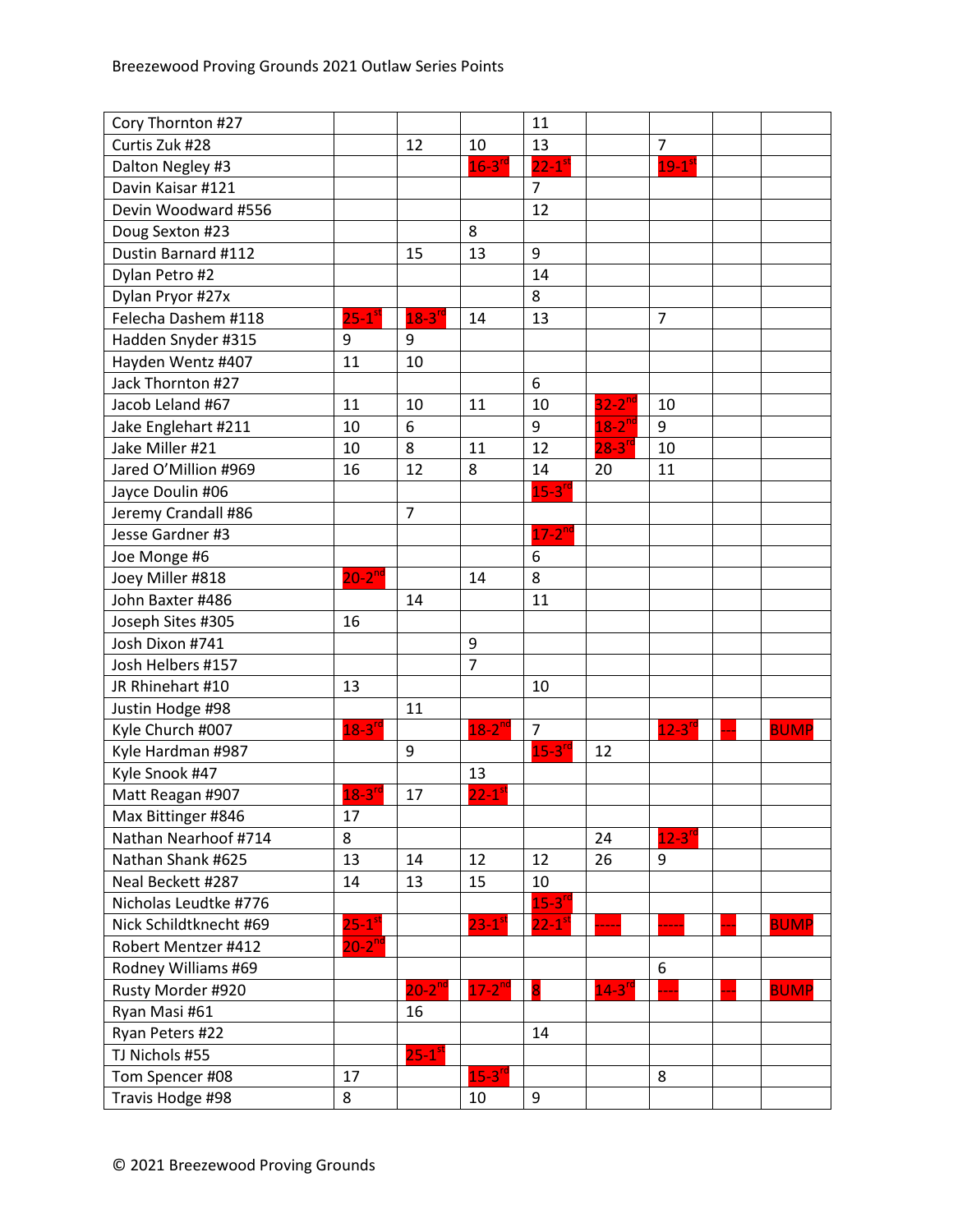Breezewood Proving Grounds 2021 Outlaw Series Points

| | | | | | | | | |
|---|---|---|---|---|---|---|---|---|
| Cory Thornton #27 | | | | 11 | | | | |
| Curtis Zuk #28 | | 12 | 10 | 13 | | 7 | | |
| Dalton Negley #3 | | | 16-3rd | 22-1st | | 19-1st | | |
| Davin Kaisar #121 | | | | 7 | | | | |
| Devin Woodward #556 | | | | 12 | | | | |
| Doug Sexton #23 | | | 8 | | | | | |
| Dustin Barnard #112 | | 15 | 13 | 9 | | | | |
| Dylan Petro #2 | | | | 14 | | | | |
| Dylan Pryor #27x | | | | 8 | | | | |
| Felecha Dashem #118 | 25-1st | 18-3rd | 14 | 13 | | 7 | | |
| Hadden Snyder #315 | 9 | 9 | | | | | | |
| Hayden Wentz #407 | 11 | 10 | | | | | | |
| Jack Thornton #27 | | | | 6 | | | | |
| Jacob Leland #67 | 11 | 10 | 11 | 10 | 32-2nd | 10 | | |
| Jake Englehart #211 | 10 | 6 | | 9 | 18-2nd | 9 | | |
| Jake Miller #21 | 10 | 8 | 11 | 12 | 28-3rd | 10 | | |
| Jared O'Million #969 | 16 | 12 | 8 | 14 | 20 | 11 | | |
| Jayce Doulin #06 | | | | 15-3rd | | | | |
| Jeremy Crandall #86 | | 7 | | | | | | |
| Jesse Gardner #3 | | | | 17-2nd | | | | |
| Joe Monge #6 | | | | 6 | | | | |
| Joey Miller #818 | 20-2nd | | 14 | 8 | | | | |
| John Baxter #486 | | 14 | | 11 | | | | |
| Joseph Sites #305 | 16 | | | | | | | |
| Josh Dixon #741 | | | 9 | | | | | |
| Josh Helbers #157 | | | 7 | | | | | |
| JR Rhinehart #10 | 13 | | | 10 | | | | |
| Justin Hodge #98 | | 11 | | | | | | |
| Kyle Church #007 | 18-3rd | | 18-2nd | 7 | | 12-3rd | --- | BUMP |
| Kyle Hardman #987 | | 9 | | 15-3rd | 12 | | | |
| Kyle Snook #47 | | | 13 | | | | | |
| Matt Reagan #907 | 18-3rd | 17 | 22-1st | | | | | |
| Max Bittinger #846 | 17 | | | | | | | |
| Nathan Nearhoof #714 | 8 | | | | 24 | 12-3rd | | |
| Nathan Shank #625 | 13 | 14 | 12 | 12 | 26 | 9 | | |
| Neal Beckett #287 | 14 | 13 | 15 | 10 | | | | |
| Nicholas Leudtke #776 | | | | 15-3rd | | | | |
| Nick Schildtknecht #69 | 25-1st | | 23-1st | 22-1st | ----- | ----- | --- | BUMP |
| Robert Mentzer #412 | 20-2nd | | | | | | | |
| Rodney Williams #69 | | | | | | 6 | | |
| Rusty Morder #920 | | 20-2nd | 17-2nd | 8 | 14-3rd | ---- | --- | BUMP |
| Ryan Masi #61 | | 16 | | | | | | |
| Ryan Peters #22 | | | | 14 | | | | |
| TJ Nichols #55 | | 25-1st | | | | | | |
| Tom Spencer #08 | 17 | | 15-3rd | | | 8 | | |
| Travis Hodge #98 | 8 | | 10 | 9 | | | | |

© 2021 Breezewood Proving Grounds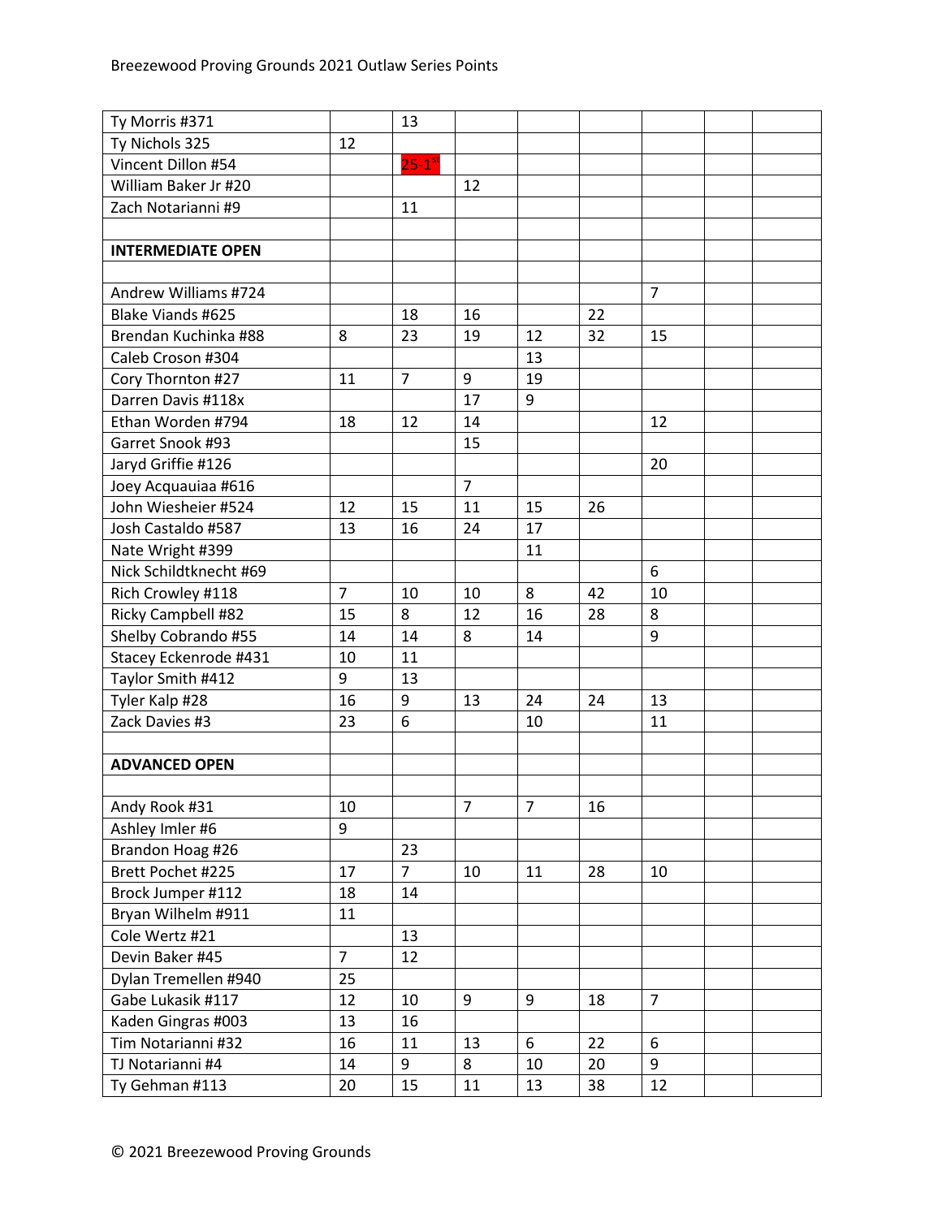| | | | | | | | | |
|---|---|---|---|---|---|---|---|---|
| Ty Morris #371 | | 13 | | | | | | |
| Ty Nichols 325 | 12 | | | | | | | |
| Vincent Dillon #54 | | 25-1st | | | | | | |
| William Baker Jr #20 | | | 12 | | | | | |
| Zach Notarianni #9 | | 11 | | | | | | |
| | | | | | | | | |
| **INTERMEDIATE OPEN** | | | | | | | | |
| | | | | | | | | |
| Andrew Williams #724 | | | | | | 7 | | |
| Blake Viands #625 | | 18 | 16 | | 22 | | | |
| Brendan Kuchinka #88 | 8 | 23 | 19 | 12 | 32 | 15 | | |
| Caleb Croson #304 | | | | 13 | | | | |
| Cory Thornton #27 | 11 | 7 | 9 | 19 | | | | |
| Darren Davis #118x | | | 17 | 9 | | | | |
| Ethan Worden #794 | 18 | 12 | 14 | | | 12 | | |
| Garret Snook #93 | | | 15 | | | | | |
| Jaryd Griffie #126 | | | | | | 20 | | |
| Joey Acquauiaa #616 | | | 7 | | | | | |
| John Wiesheier #524 | 12 | 15 | 11 | 15 | 26 | | | |
| Josh Castaldo #587 | 13 | 16 | 24 | 17 | | | | |
| Nate Wright #399 | | | | 11 | | | | |
| Nick Schildtknecht #69 | | | | | | 6 | | |
| Rich Crowley #118 | 7 | 10 | 10 | 8 | 42 | 10 | | |
| Ricky Campbell #82 | 15 | 8 | 12 | 16 | 28 | 8 | | |
| Shelby Cobrando #55 | 14 | 14 | 8 | 14 | | 9 | | |
| Stacey Eckenrode #431 | 10 | 11 | | | | | | |
| Taylor Smith #412 | 9 | 13 | | | | | | |
| Tyler Kalp #28 | 16 | 9 | 13 | 24 | 24 | 13 | | |
| Zack Davies #3 | 23 | 6 | | 10 | | 11 | | |
| | | | | | | | | |
| **ADVANCED OPEN** | | | | | | | | |
| | | | | | | | | |
| Andy Rook #31 | 10 | | 7 | 7 | 16 | | | |
| Ashley Imler #6 | 9 | | | | | | | |
| Brandon Hoag #26 | | 23 | | | | | | |
| Brett Pochet #225 | 17 | 7 | 10 | 11 | 28 | 10 | | |
| Brock Jumper #112 | 18 | 14 | | | | | | |
| Bryan Wilhelm #911 | 11 | | | | | | | |
| Cole Wertz #21 | | 13 | | | | | | |
| Devin Baker #45 | 7 | 12 | | | | | | |
| Dylan Tremellen #940 | 25 | | | | | | | |
| Gabe Lukasik #117 | 12 | 10 | 9 | 9 | 18 | 7 | | |
| Kaden Gingras #003 | 13 | 16 | | | | | | |
| Tim Notarianni #32 | 16 | 11 | 13 | 6 | 22 | 6 | | |
| TJ Notarianni #4 | 14 | 9 | 8 | 10 | 20 | 9 | | |
| Ty Gehman #113 | 20 | 15 | 11 | 13 | 38 | 12 | | |

© 2021 Breezewood Proving Grounds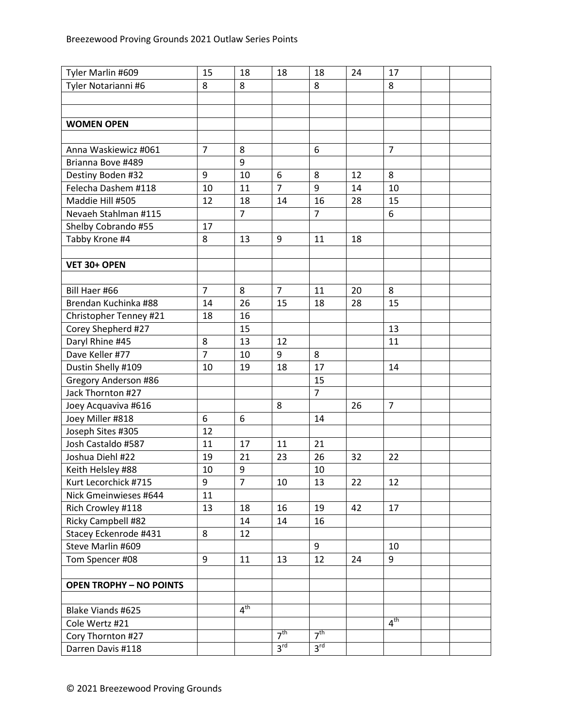| | | | | | | | | |
|---|---|---|---|---|---|---|---|---|
| Tyler Marlin #609 | 15 | 18 | 18 | 18 | 24 | 17 | | |
| Tyler Notarianni #6 | 8 | 8 | | 8 | | 8 | | |
| | | | | | | | | |
| | | | | | | | | |
| **WOMEN OPEN** | | | | | | | | |
| | | | | | | | | |
| Anna Waskiewicz #061 | 7 | 8 | | 6 | | 7 | | |
| Brianna Bove #489 | | 9 | | | | | | |
| Destiny Boden #32 | 9 | 10 | 6 | 8 | 12 | 8 | | |
| Felecha Dashem #118 | 10 | 11 | 7 | 9 | 14 | 10 | | |
| Maddie Hill #505 | 12 | 18 | 14 | 16 | 28 | 15 | | |
| Nevaeh Stahlman #115 | | 7 | | 7 | | 6 | | |
| Shelby Cobrando #55 | 17 | | | | | | | |
| Tabby Krone #4 | 8 | 13 | 9 | 11 | 18 | | | |
| | | | | | | | | |
| **VET 30+ OPEN** | | | | | | | | |
| | | | | | | | | |
| Bill Haer #66 | 7 | 8 | 7 | 11 | 20 | 8 | | |
| Brendan Kuchinka #88 | 14 | 26 | 15 | 18 | 28 | 15 | | |
| Christopher Tenney #21 | 18 | 16 | | | | | | |
| Corey Shepherd #27 | | 15 | | | | 13 | | |
| Daryl Rhine #45 | 8 | 13 | 12 | | | 11 | | |
| Dave Keller #77 | 7 | 10 | 9 | 8 | | | | |
| Dustin Shelly #109 | 10 | 19 | 18 | 17 | | 14 | | |
| Gregory Anderson #86 | | | | 15 | | | | |
| Jack Thornton #27 | | | | 7 | | | | |
| Joey Acquaviva #616 | | | 8 | | 26 | 7 | | |
| Joey Miller #818 | 6 | 6 | | 14 | | | | |
| Joseph Sites #305 | 12 | | | | | | | |
| Josh Castaldo #587 | 11 | 17 | 11 | 21 | | | | |
| Joshua Diehl #22 | 19 | 21 | 23 | 26 | 32 | 22 | | |
| Keith Helsley #88 | 10 | 9 | | 10 | | | | |
| Kurt Lecorchick #715 | 9 | 7 | 10 | 13 | 22 | 12 | | |
| Nick Gmeinwieses #644 | 11 | | | | | | | |
| Rich Crowley #118 | 13 | 18 | 16 | 19 | 42 | 17 | | |
| Ricky Campbell #82 | | 14 | 14 | 16 | | | | |
| Stacey Eckenrode #431 | 8 | 12 | | | | | | |
| Steve Marlin #609 | | | | 9 | | 10 | | |
| Tom Spencer #08 | 9 | 11 | 13 | 12 | 24 | 9 | | |
| | | | | | | | | |
| **OPEN TROPHY – NO POINTS** | | | | | | | | |
| | | | | | | | | |
| Blake Viands #625 | | 4th | | | | | | |
| Cole Wertz #21 | | | | | | 4th | | |
| Cory Thornton #27 | | | 7th | 7th | | | | |
| Darren Davis #118 | | | 3rd | 3rd | | | | |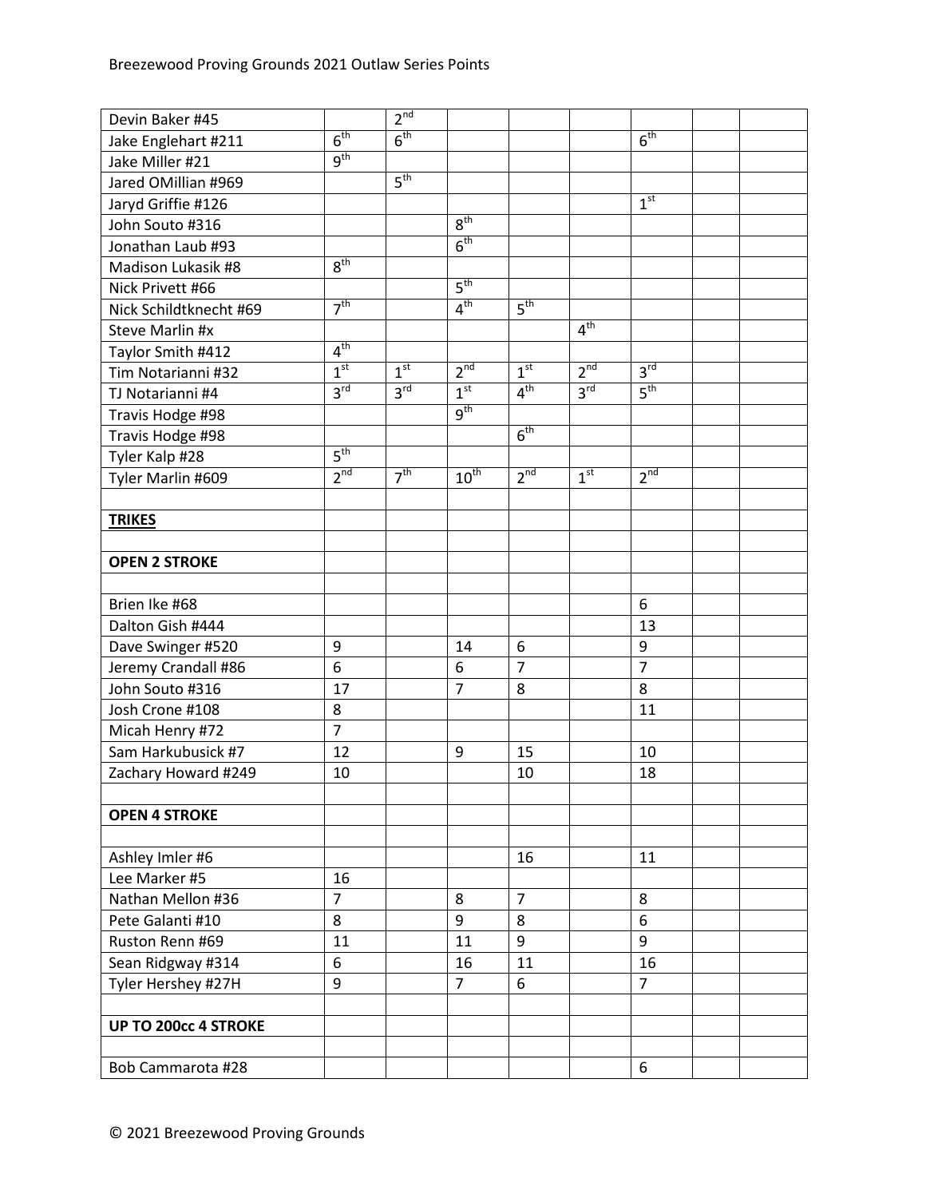| | | | | | | | | |
|---|---|---|---|---|---|---|---|---|
| Devin Baker #45 | | 2nd | | | | | | |
| Jake Englehart #211 | 6th | 6th | | | | 6th | | |
| Jake Miller #21 | 9th | | | | | | | |
| Jared OMillian #969 | | 5th | | | | | | |
| Jaryd Griffie #126 | | | | | | 1st | | |
| John Souto #316 | | | 8th | | | | | |
| Jonathan Laub #93 | | | 6th | | | | | |
| Madison Lukasik #8 | 8th | | | | | | | |
| Nick Privett #66 | | | 5th | | | | | |
| Nick Schildtknecht #69 | 7th | | 4th | 5th | | | | |
| Steve Marlin #x | | | | | 4th | | | |
| Taylor Smith #412 | 4th | | | | | | | |
| Tim Notarianni #32 | 1st | 1st | 2nd | 1st | 2nd | 3rd | | |
| TJ Notarianni #4 | 3rd | 3rd | 1st | 4th | 3rd | 5th | | |
| Travis Hodge #98 | | | 9th | | | | | |
| Travis Hodge #98 | | | | 6th | | | | |
| Tyler Kalp #28 | 5th | | | | | | | |
| Tyler Marlin #609 | 2nd | 7th | 10th | 2nd | 1st | 2nd | | |
| | | | | | | | | |
| **TRIKES** | | | | | | | | |
| | | | | | | | | |
| **OPEN 2 STROKE** | | | | | | | | |
| | | | | | | | | |
| Brien Ike #68 | | | | | | 6 | | |
| Dalton Gish #444 | | | | | | 13 | | |
| Dave Swinger #520 | 9 | | 14 | 6 | | 9 | | |
| Jeremy Crandall #86 | 6 | | 6 | 7 | | 7 | | |
| John Souto #316 | 17 | | 7 | 8 | | 8 | | |
| Josh Crone #108 | 8 | | | | | 11 | | |
| Micah Henry #72 | 7 | | | | | | | |
| Sam Harkubusick #7 | 12 | | 9 | 15 | | 10 | | |
| Zachary Howard #249 | 10 | | | 10 | | 18 | | |
| | | | | | | | | |
| **OPEN 4 STROKE** | | | | | | | | |
| | | | | | | | | |
| Ashley Imler #6 | | | | 16 | | 11 | | |
| Lee Marker #5 | 16 | | | | | | | |
| Nathan Mellon #36 | 7 | | 8 | 7 | | 8 | | |
| Pete Galanti #10 | 8 | | 9 | 8 | | 6 | | |
| Ruston Renn #69 | 11 | | 11 | 9 | | 9 | | |
| Sean Ridgway #314 | 6 | | 16 | 11 | | 16 | | |
| Tyler Hershey #27H | 9 | | 7 | 6 | | 7 | | |
| | | | | | | | | |
| **UP TO 200cc 4 STROKE** | | | | | | | | |
| | | | | | | | | |
| Bob Cammarota #28 | | | | | | 6 | | |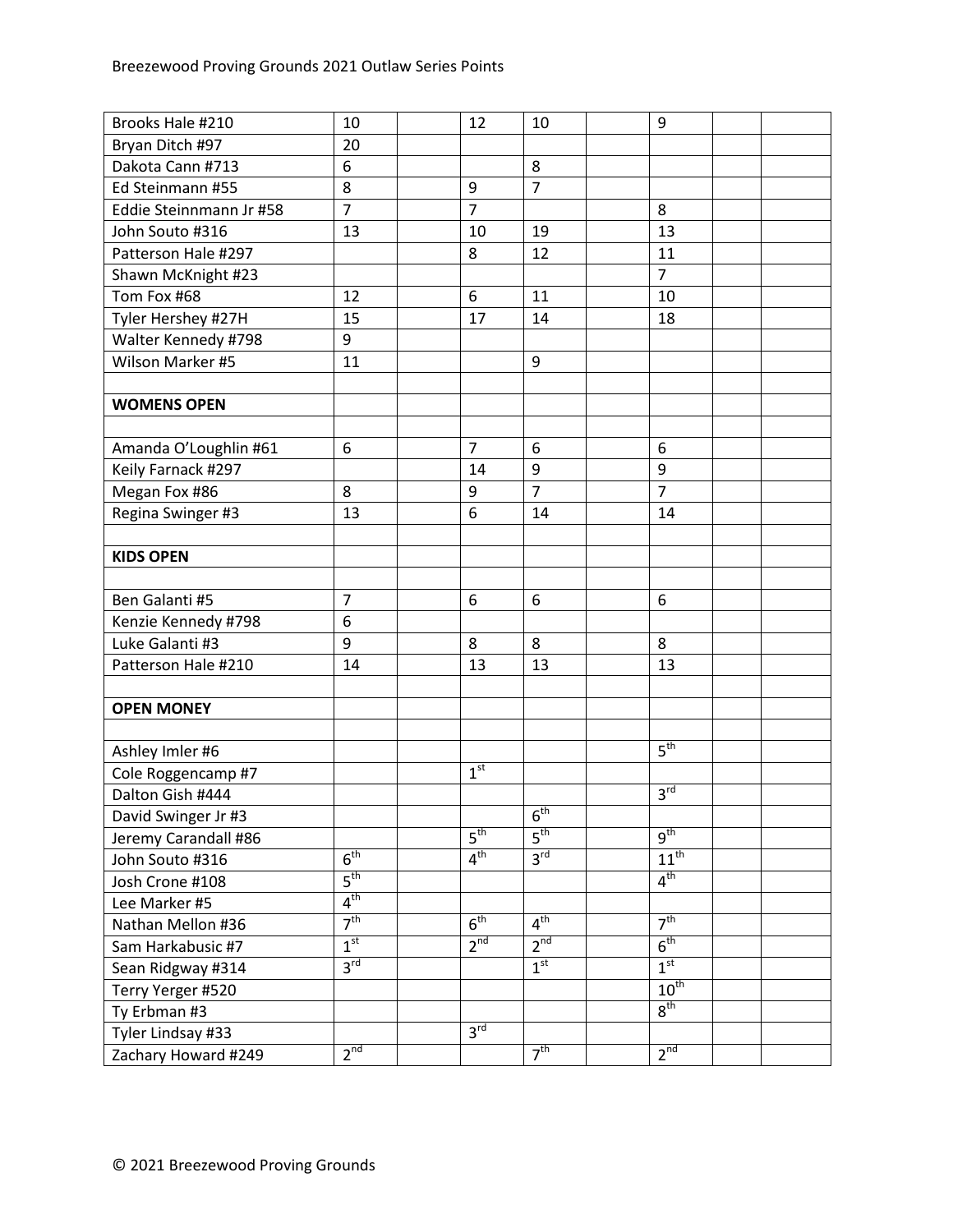| | | | | | | | | |
|---|---|---|---|---|---|---|---|---|
| Brooks Hale #210 | 10 | | 12 | 10 | | 9 | | |
| Bryan Ditch #97 | 20 | | | | | | | |
| Dakota Cann #713 | 6 | | | 8 | | | | |
| Ed Steinmann #55 | 8 | | 9 | 7 | | | | |
| Eddie Steinnmann Jr #58 | 7 | | 7 | | | 8 | | |
| John Souto #316 | 13 | | 10 | 19 | | 13 | | |
| Patterson Hale #297 | | | 8 | 12 | | 11 | | |
| Shawn McKnight #23 | | | | | | 7 | | |
| Tom Fox #68 | 12 | | 6 | 11 | | 10 | | |
| Tyler Hershey #27H | 15 | | 17 | 14 | | 18 | | |
| Walter Kennedy #798 | 9 | | | | | | | |
| Wilson Marker #5 | 11 | | | 9 | | | | |
| | | | | | | | | |
| **WOMENS OPEN** | | | | | | | | |
| | | | | | | | | |
| Amanda O'Loughlin #61 | 6 | | 7 | 6 | | 6 | | |
| Keily Farnack #297 | | | 14 | 9 | | 9 | | |
| Megan Fox #86 | 8 | | 9 | 7 | | 7 | | |
| Regina Swinger #3 | 13 | | 6 | 14 | | 14 | | |
| | | | | | | | | |
| **KIDS OPEN** | | | | | | | | |
| | | | | | | | | |
| Ben Galanti #5 | 7 | | 6 | 6 | | 6 | | |
| Kenzie Kennedy #798 | 6 | | | | | | | |
| Luke Galanti #3 | 9 | | 8 | 8 | | 8 | | |
| Patterson Hale #210 | 14 | | 13 | 13 | | 13 | | |
| | | | | | | | | |
| **OPEN MONEY** | | | | | | | | |
| | | | | | | | | |
| Ashley Imler #6 | | | | | | 5th | | |
| Cole Roggencamp #7 | | | 1st | | | | | |
| Dalton Gish #444 | | | | | | 3rd | | |
| David Swinger Jr #3 | | | | 6th | | | | |
| Jeremy Carandall #86 | | | 5th | 5th | | 9th | | |
| John Souto #316 | 6th | | 4th | 3rd | | 11th | | |
| Josh Crone #108 | 5th | | | | | 4th | | |
| Lee Marker #5 | 4th | | | | | | | |
| Nathan Mellon #36 | 7th | | 6th | 4th | | 7th | | |
| Sam Harkabusic #7 | 1st | | 2nd | 2nd | | 6th | | |
| Sean Ridgway #314 | 3rd | | | 1st | | 1st | | |
| Terry Yerger #520 | | | | | | 10th | | |
| Ty Erbman #3 | | | | | | 8th | | |
| Tyler Lindsay #33 | | | 3rd | | | | | |
| Zachary Howard #249 | 2nd | | | 7th | | 2nd | | |